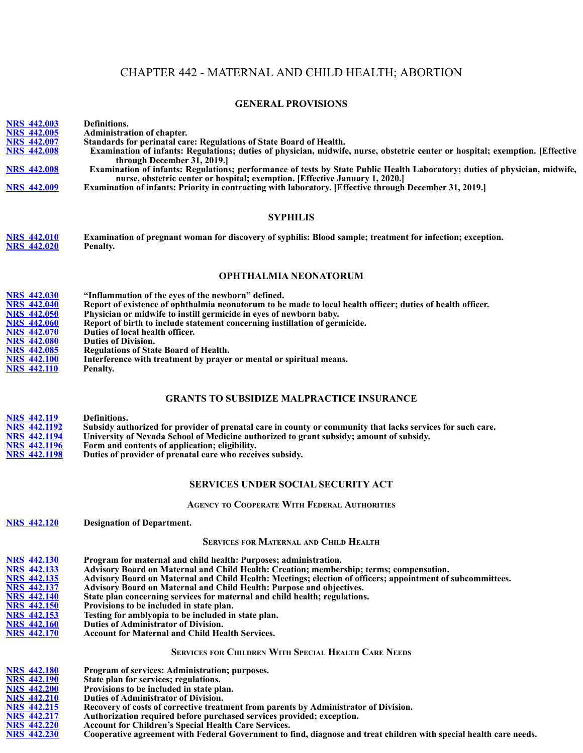# CHAPTER 442 - MATERNAL AND CHILD HEALTH; ABORTION

## GENERAL PROVISIONS

| | |
|---|---|
| NRS 442.003 | **Definitions.** |
| NRS 442.005 | **Administration of chapter.** |
| NRS 442.007 | **Standards for perinatal care: Regulations of State Board of Health.** |
| NRS 442.008 | **Examination of infants: Regulations; duties of physician, midwife, nurse, obstetric center or hospital; exemption. [Effective through December 31, 2019.]** |
| NRS 442.008 | **Examination of infants: Regulations; performance of tests by State Public Health Laboratory; duties of physician, midwife, nurse, obstetric center or hospital; exemption. [Effective January 1, 2020.]** |
| NRS 442.009 | **Examination of infants: Priority in contracting with laboratory. [Effective through December 31, 2019.]** |

## SYPHILIS

| | |
|---|---|
| NRS 442.010 | **Examination of pregnant woman for discovery of syphilis: Blood sample; treatment for infection; exception.** |
| NRS 442.020 | **Penalty.** |

## OPHTHALMIA NEONATORUM

| | |
|---|---|
| NRS 442.030 | **"Inflammation of the eyes of the newborn" defined.** |
| NRS 442.040 | **Report of existence of ophthalmia neonatorum to be made to local health officer; duties of health officer.** |
| NRS 442.050 | **Physician or midwife to instill germicide in eyes of newborn baby.** |
| NRS 442.060 | **Report of birth to include statement concerning instillation of germicide.** |
| NRS 442.070 | **Duties of local health officer.** |
| NRS 442.080 | **Duties of Division.** |
| NRS 442.085 | **Regulations of State Board of Health.** |
| NRS 442.100 | **Interference with treatment by prayer or mental or spiritual means.** |
| NRS 442.110 | **Penalty.** |

## GRANTS TO SUBSIDIZE MALPRACTICE INSURANCE

| | |
|---|---|
| NRS 442.119 | **Definitions.** |
| NRS 442.1192 | **Subsidy authorized for provider of prenatal care in county or community that lacks services for such care.** |
| NRS 442.1194 | **University of Nevada School of Medicine authorized to grant subsidy; amount of subsidy.** |
| NRS 442.1196 | **Form and contents of application; eligibility.** |
| NRS 442.1198 | **Duties of provider of prenatal care who receives subsidy.** |

## SERVICES UNDER SOCIAL SECURITY ACT

### Agency to Cooperate With Federal Authorities

| | |
|---|---|
| NRS 442.120 | **Designation of Department.** |

### Services for Maternal and Child Health

| | |
|---|---|
| NRS 442.130 | **Program for maternal and child health: Purposes; administration.** |
| NRS 442.133 | **Advisory Board on Maternal and Child Health: Creation; membership; terms; compensation.** |
| NRS 442.135 | **Advisory Board on Maternal and Child Health: Meetings; election of officers; appointment of subcommittees.** |
| NRS 442.137 | **Advisory Board on Maternal and Child Health: Purpose and objectives.** |
| NRS 442.140 | **State plan concerning services for maternal and child health; regulations.** |
| NRS 442.150 | **Provisions to be included in state plan.** |
| NRS 442.153 | **Testing for amblyopia to be included in state plan.** |
| NRS 442.160 | **Duties of Administrator of Division.** |
| NRS 442.170 | **Account for Maternal and Child Health Services.** |

### Services for Children With Special Health Care Needs

| | |
|---|---|
| NRS 442.180 | **Program of services: Administration; purposes.** |
| NRS 442.190 | **State plan for services; regulations.** |
| NRS 442.200 | **Provisions to be included in state plan.** |
| NRS 442.210 | **Duties of Administrator of Division.** |
| NRS 442.215 | **Recovery of costs of corrective treatment from parents by Administrator of Division.** |
| NRS 442.217 | **Authorization required before purchased services provided; exception.** |
| NRS 442.220 | **Account for Children's Special Health Care Services.** |
| NRS 442.230 | **Cooperative agreement with Federal Government to find, diagnose and treat children with special health care needs.** |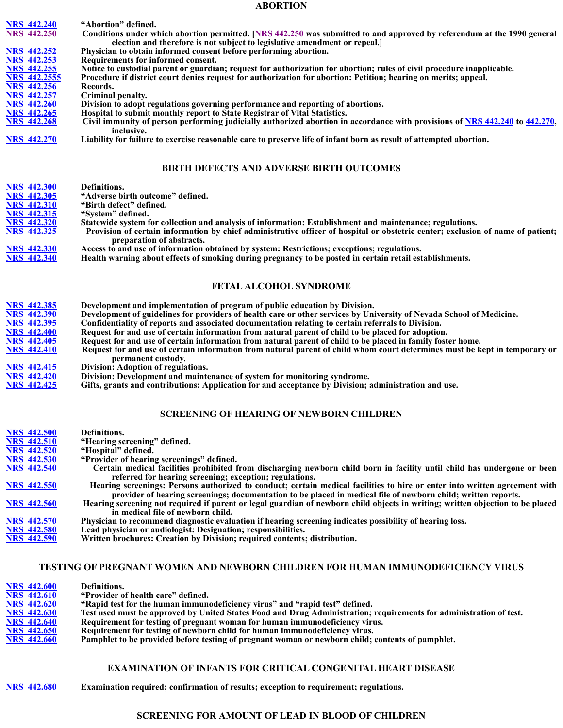## ABORTION

| | |
|---|---|
| NRS 442.240 | "Abortion" defined. |
| NRS 442.250 | Conditions under which abortion permitted. [NRS 442.250 was submitted to and approved by referendum at the 1990 general election and therefore is not subject to legislative amendment or repeal.] |
| NRS 442.252 | Physician to obtain informed consent before performing abortion. |
| NRS 442.253 | Requirements for informed consent. |
| NRS 442.255 | Notice to custodial parent or guardian; request for authorization for abortion; rules of civil procedure inapplicable. |
| NRS 442.2555 | Procedure if district court denies request for authorization for abortion: Petition; hearing on merits; appeal. |
| NRS 442.256 | Records. |
| NRS 442.257 | Criminal penalty. |
| NRS 442.260 | Division to adopt regulations governing performance and reporting of abortions. |
| NRS 442.265 | Hospital to submit monthly report to State Registrar of Vital Statistics. |
| NRS 442.268 | Civil immunity of person performing judicially authorized abortion in accordance with provisions of NRS 442.240 to 442.270, inclusive. |
| NRS 442.270 | Liability for failure to exercise reasonable care to preserve life of infant born as result of attempted abortion. |

## BIRTH DEFECTS AND ADVERSE BIRTH OUTCOMES

| | |
|---|---|
| NRS 442.300 | Definitions. |
| NRS 442.305 | "Adverse birth outcome" defined. |
| NRS 442.310 | "Birth defect" defined. |
| NRS 442.315 | "System" defined. |
| NRS 442.320 | Statewide system for collection and analysis of information: Establishment and maintenance; regulations. |
| NRS 442.325 | Provision of certain information by chief administrative officer of hospital or obstetric center; exclusion of name of patient; preparation of abstracts. |
| NRS 442.330 | Access to and use of information obtained by system: Restrictions; exceptions; regulations. |
| NRS 442.340 | Health warning about effects of smoking during pregnancy to be posted in certain retail establishments. |

## FETAL ALCOHOL SYNDROME

| | |
|---|---|
| NRS 442.385 | Development and implementation of program of public education by Division. |
| NRS 442.390 | Development of guidelines for providers of health care or other services by University of Nevada School of Medicine. |
| NRS 442.395 | Confidentiality of reports and associated documentation relating to certain referrals to Division. |
| NRS 442.400 | Request for and use of certain information from natural parent of child to be placed for adoption. |
| NRS 442.405 | Request for and use of certain information from natural parent of child to be placed in family foster home. |
| NRS 442.410 | Request for and use of certain information from natural parent of child whom court determines must be kept in temporary or permanent custody. |
| NRS 442.415 | Division: Adoption of regulations. |
| NRS 442.420 | Division: Development and maintenance of system for monitoring syndrome. |
| NRS 442.425 | Gifts, grants and contributions: Application for and acceptance by Division; administration and use. |

## SCREENING OF HEARING OF NEWBORN CHILDREN

| | |
|---|---|
| NRS 442.500 | Definitions. |
| NRS 442.510 | "Hearing screening" defined. |
| NRS 442.520 | "Hospital" defined. |
| NRS 442.530 | "Provider of hearing screenings" defined. |
| NRS 442.540 | Certain medical facilities prohibited from discharging newborn child born in facility until child has undergone or been referred for hearing screening; exception; regulations. |
| NRS 442.550 | Hearing screenings: Persons authorized to conduct; certain medical facilities to hire or enter into written agreement with provider of hearing screenings; documentation to be placed in medical file of newborn child; written reports. |
| NRS 442.560 | Hearing screening not required if parent or legal guardian of newborn child objects in writing; written objection to be placed in medical file of newborn child. |
| NRS 442.570 | Physician to recommend diagnostic evaluation if hearing screening indicates possibility of hearing loss. |
| NRS 442.580 | Lead physician or audiologist: Designation; responsibilities. |
| NRS 442.590 | Written brochures: Creation by Division; required contents; distribution. |

## TESTING OF PREGNANT WOMEN AND NEWBORN CHILDREN FOR HUMAN IMMUNODEFICIENCY VIRUS

| | |
|---|---|
| NRS 442.600 | Definitions. |
| NRS 442.610 | "Provider of health care" defined. |
| NRS 442.620 | "Rapid test for the human immunodeficiency virus" and "rapid test" defined. |
| NRS 442.630 | Test used must be approved by United States Food and Drug Administration; requirements for administration of test. |
| NRS 442.640 | Requirement for testing of pregnant woman for human immunodeficiency virus. |
| NRS 442.650 | Requirement for testing of newborn child for human immunodeficiency virus. |
| NRS 442.660 | Pamphlet to be provided before testing of pregnant woman or newborn child; contents of pamphlet. |

## EXAMINATION OF INFANTS FOR CRITICAL CONGENITAL HEART DISEASE

| | |
|---|---|
| NRS 442.680 | Examination required; confirmation of results; exception to requirement; regulations. |

## SCREENING FOR AMOUNT OF LEAD IN BLOOD OF CHILDREN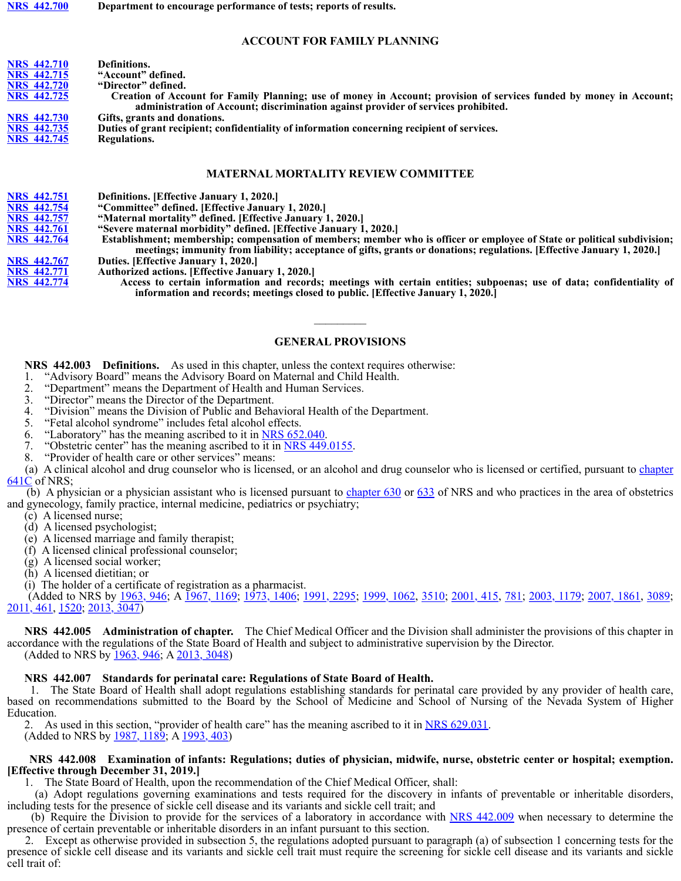NRS 442.700 Department to encourage performance of tests; reports of results.

## ACCOUNT FOR FAMILY PLANNING

NRS 442.710 Definitions.
NRS 442.715 "Account" defined.
NRS 442.720 "Director" defined.
NRS 442.725 Creation of Account for Family Planning; use of money in Account; provision of services funded by money in Account; administration of Account; discrimination against provider of services prohibited.
NRS 442.730 Gifts, grants and donations.
NRS 442.735 Duties of grant recipient; confidentiality of information concerning recipient of services.
NRS 442.745 Regulations.

## MATERNAL MORTALITY REVIEW COMMITTEE

NRS 442.751 Definitions. [Effective January 1, 2020.]
NRS 442.754 "Committee" defined. [Effective January 1, 2020.]
NRS 442.757 "Maternal mortality" defined. [Effective January 1, 2020.]
NRS 442.761 "Severe maternal morbidity" defined. [Effective January 1, 2020.]
NRS 442.764 Establishment; membership; compensation of members; member who is officer or employee of State or political subdivision; meetings; immunity from liability; acceptance of gifts, grants or donations; regulations. [Effective January 1, 2020.]
NRS 442.767 Duties. [Effective January 1, 2020.]
NRS 442.771 Authorized actions. [Effective January 1, 2020.]
NRS 442.774 Access to certain information and records; meetings with certain entities; subpoenas; use of data; confidentiality of information and records; meetings closed to public. [Effective January 1, 2020.]

---

## GENERAL PROVISIONS

**NRS 442.003 Definitions.** As used in this chapter, unless the context requires otherwise:

1. "Advisory Board" means the Advisory Board on Maternal and Child Health.
2. "Department" means the Department of Health and Human Services.
3. "Director" means the Director of the Department.
4. "Division" means the Division of Public and Behavioral Health of the Department.
5. "Fetal alcohol syndrome" includes fetal alcohol effects.
6. "Laboratory" has the meaning ascribed to it in NRS 652.040.
7. "Obstetric center" has the meaning ascribed to it in NRS 449.0155.
8. "Provider of health care or other services" means:

(a) A clinical alcohol and drug counselor who is licensed, or an alcohol and drug counselor who is licensed or certified, pursuant to chapter 641C of NRS;

(b) A physician or a physician assistant who is licensed pursuant to chapter 630 or 633 of NRS and who practices in the area of obstetrics and gynecology, family practice, internal medicine, pediatrics or psychiatry;

(c) A licensed nurse;

(d) A licensed psychologist;

(e) A licensed marriage and family therapist;

(f) A licensed clinical professional counselor;

(g) A licensed social worker;

(h) A licensed dietitian; or

(i) The holder of a certificate of registration as a pharmacist.

(Added to NRS by 1963, 946; A 1967, 1169; 1973, 1406; 1991, 2295; 1999, 1062, 3510; 2001, 415, 781; 2003, 1179; 2007, 1861, 3089; 2011, 461, 1520; 2013, 3047)

**NRS 442.005 Administration of chapter.** The Chief Medical Officer and the Division shall administer the provisions of this chapter in accordance with the regulations of the State Board of Health and subject to administrative supervision by the Director.

(Added to NRS by 1963, 946; A 2013, 3048)

**NRS 442.007 Standards for perinatal care: Regulations of State Board of Health.**

1. The State Board of Health shall adopt regulations establishing standards for perinatal care provided by any provider of health care, based on recommendations submitted to the Board by the School of Medicine and School of Nursing of the Nevada System of Higher Education.

2. As used in this section, "provider of health care" has the meaning ascribed to it in NRS 629.031.

(Added to NRS by 1987, 1189; A 1993, 403)

**NRS 442.008 Examination of infants: Regulations; duties of physician, midwife, nurse, obstetric center or hospital; exemption. [Effective through December 31, 2019.]**

1. The State Board of Health, upon the recommendation of the Chief Medical Officer, shall:

(a) Adopt regulations governing examinations and tests required for the discovery in infants of preventable or inheritable disorders, including tests for the presence of sickle cell disease and its variants and sickle cell trait; and

(b) Require the Division to provide for the services of a laboratory in accordance with NRS 442.009 when necessary to determine the presence of certain preventable or inheritable disorders in an infant pursuant to this section.

2. Except as otherwise provided in subsection 5, the regulations adopted pursuant to paragraph (a) of subsection 1 concerning tests for the presence of sickle cell disease and its variants and sickle cell trait must require the screening for sickle cell disease and its variants and sickle cell trait of: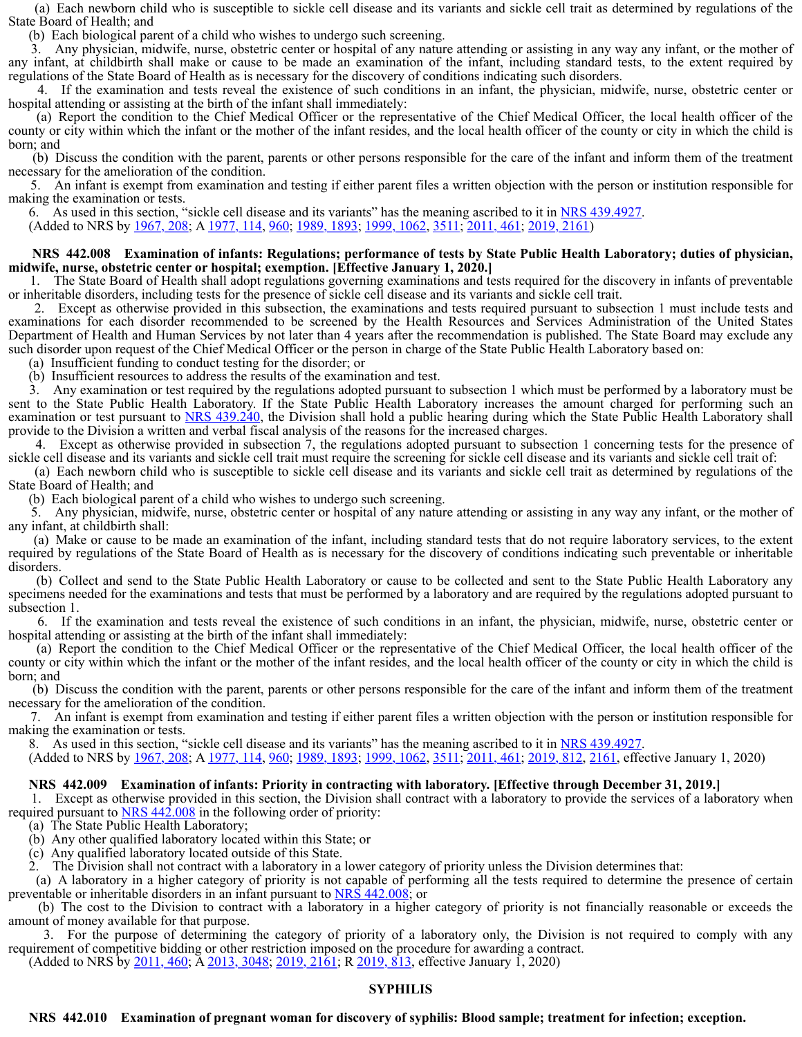(a) Each newborn child who is susceptible to sickle cell disease and its variants and sickle cell trait as determined by regulations of the State Board of Health; and

(b) Each biological parent of a child who wishes to undergo such screening.

3. Any physician, midwife, nurse, obstetric center or hospital of any nature attending or assisting in any way any infant, or the mother of any infant, at childbirth shall make or cause to be made an examination of the infant, including standard tests, to the extent required by regulations of the State Board of Health as is necessary for the discovery of conditions indicating such disorders.

4. If the examination and tests reveal the existence of such conditions in an infant, the physician, midwife, nurse, obstetric center or hospital attending or assisting at the birth of the infant shall immediately:

(a) Report the condition to the Chief Medical Officer or the representative of the Chief Medical Officer, the local health officer of the county or city within which the infant or the mother of the infant resides, and the local health officer of the county or city in which the child is born; and

(b) Discuss the condition with the parent, parents or other persons responsible for the care of the infant and inform them of the treatment necessary for the amelioration of the condition.

5. An infant is exempt from examination and testing if either parent files a written objection with the person or institution responsible for making the examination or tests.

6. As used in this section, "sickle cell disease and its variants" has the meaning ascribed to it in NRS 439.4927.

(Added to NRS by 1967, 208; A 1977, 114, 960; 1989, 1893; 1999, 1062, 3511; 2011, 461; 2019, 2161)

**NRS 442.008 Examination of infants: Regulations; performance of tests by State Public Health Laboratory; duties of physician, midwife, nurse, obstetric center or hospital; exemption. [Effective January 1, 2020.]**

1. The State Board of Health shall adopt regulations governing examinations and tests required for the discovery in infants of preventable or inheritable disorders, including tests for the presence of sickle cell disease and its variants and sickle cell trait.

2. Except as otherwise provided in this subsection, the examinations and tests required pursuant to subsection 1 must include tests and examinations for each disorder recommended to be screened by the Health Resources and Services Administration of the United States Department of Health and Human Services by not later than 4 years after the recommendation is published. The State Board may exclude any such disorder upon request of the Chief Medical Officer or the person in charge of the State Public Health Laboratory based on:

(a) Insufficient funding to conduct testing for the disorder; or

(b) Insufficient resources to address the results of the examination and test.

3. Any examination or test required by the regulations adopted pursuant to subsection 1 which must be performed by a laboratory must be sent to the State Public Health Laboratory. If the State Public Health Laboratory increases the amount charged for performing such an examination or test pursuant to NRS 439.240, the Division shall hold a public hearing during which the State Public Health Laboratory shall provide to the Division a written and verbal fiscal analysis of the reasons for the increased charges.

4. Except as otherwise provided in subsection 7, the regulations adopted pursuant to subsection 1 concerning tests for the presence of sickle cell disease and its variants and sickle cell trait must require the screening for sickle cell disease and its variants and sickle cell trait of:

(a) Each newborn child who is susceptible to sickle cell disease and its variants and sickle cell trait as determined by regulations of the State Board of Health; and

(b) Each biological parent of a child who wishes to undergo such screening.

5. Any physician, midwife, nurse, obstetric center or hospital of any nature attending or assisting in any way any infant, or the mother of any infant, at childbirth shall:

(a) Make or cause to be made an examination of the infant, including standard tests that do not require laboratory services, to the extent required by regulations of the State Board of Health as is necessary for the discovery of conditions indicating such preventable or inheritable disorders.

(b) Collect and send to the State Public Health Laboratory or cause to be collected and sent to the State Public Health Laboratory any specimens needed for the examinations and tests that must be performed by a laboratory and are required by the regulations adopted pursuant to subsection 1.

6. If the examination and tests reveal the existence of such conditions in an infant, the physician, midwife, nurse, obstetric center or hospital attending or assisting at the birth of the infant shall immediately:

(a) Report the condition to the Chief Medical Officer or the representative of the Chief Medical Officer, the local health officer of the county or city within which the infant or the mother of the infant resides, and the local health officer of the county or city in which the child is born; and

(b) Discuss the condition with the parent, parents or other persons responsible for the care of the infant and inform them of the treatment necessary for the amelioration of the condition.

7. An infant is exempt from examination and testing if either parent files a written objection with the person or institution responsible for making the examination or tests.

8. As used in this section, "sickle cell disease and its variants" has the meaning ascribed to it in NRS 439.4927.

(Added to NRS by 1967, 208; A 1977, 114, 960; 1989, 1893; 1999, 1062, 3511; 2011, 461; 2019, 812, 2161, effective January 1, 2020)

**NRS 442.009 Examination of infants: Priority in contracting with laboratory. [Effective through December 31, 2019.]**

1. Except as otherwise provided in this section, the Division shall contract with a laboratory to provide the services of a laboratory when required pursuant to NRS 442.008 in the following order of priority:

(a) The State Public Health Laboratory;

(b) Any other qualified laboratory located within this State; or

(c) Any qualified laboratory located outside of this State.

2. The Division shall not contract with a laboratory in a lower category of priority unless the Division determines that:

(a) A laboratory in a higher category of priority is not capable of performing all the tests required to determine the presence of certain preventable or inheritable disorders in an infant pursuant to NRS 442.008; or

(b) The cost to the Division to contract with a laboratory in a higher category of priority is not financially reasonable or exceeds the amount of money available for that purpose.

3. For the purpose of determining the category of priority of a laboratory only, the Division is not required to comply with any requirement of competitive bidding or other restriction imposed on the procedure for awarding a contract.

(Added to NRS by 2011, 460; A 2013, 3048; 2019, 2161; R 2019, 813, effective January 1, 2020)

## SYPHILIS

**NRS 442.010 Examination of pregnant woman for discovery of syphilis: Blood sample; treatment for infection; exception.**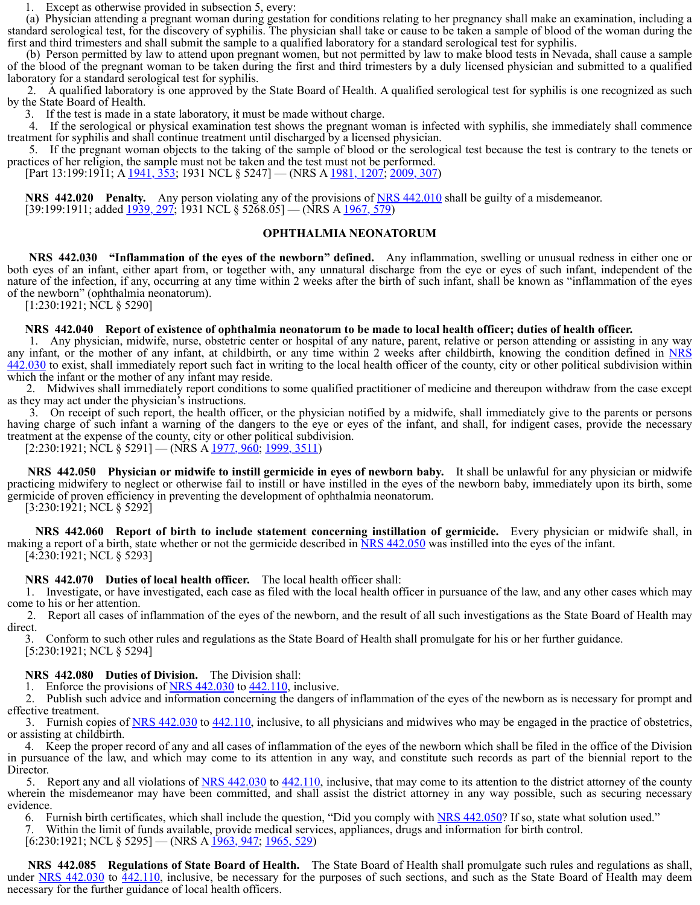1. Except as otherwise provided in subsection 5, every:

(a) Physician attending a pregnant woman during gestation for conditions relating to her pregnancy shall make an examination, including a standard serological test, for the discovery of syphilis. The physician shall take or cause to be taken a sample of blood of the woman during the first and third trimesters and shall submit the sample to a qualified laboratory for a standard serological test for syphilis.

(b) Person permitted by law to attend upon pregnant women, but not permitted by law to make blood tests in Nevada, shall cause a sample of the blood of the pregnant woman to be taken during the first and third trimesters by a duly licensed physician and submitted to a qualified laboratory for a standard serological test for syphilis.

2. A qualified laboratory is one approved by the State Board of Health. A qualified serological test for syphilis is one recognized as such by the State Board of Health.

3. If the test is made in a state laboratory, it must be made without charge.

4. If the serological or physical examination test shows the pregnant woman is infected with syphilis, she immediately shall commence treatment for syphilis and shall continue treatment until discharged by a licensed physician.

5. If the pregnant woman objects to the taking of the sample of blood or the serological test because the test is contrary to the tenets or practices of her religion, the sample must not be taken and the test must not be performed.

[Part 13:199:1911; A 1941, 353; 1931 NCL § 5247] — (NRS A 1981, 1207; 2009, 307)

**NRS 442.020 Penalty.** Any person violating any of the provisions of NRS 442.010 shall be guilty of a misdemeanor.

[39:199:1911; added 1939, 297; 1931 NCL § 5268.05] — (NRS A 1967, 579)

## OPHTHALMIA NEONATORUM

**NRS 442.030 "Inflammation of the eyes of the newborn" defined.** Any inflammation, swelling or unusual redness in either one or both eyes of an infant, either apart from, or together with, any unnatural discharge from the eye or eyes of such infant, independent of the nature of the infection, if any, occurring at any time within 2 weeks after the birth of such infant, shall be known as "inflammation of the eyes of the newborn" (ophthalmia neonatorum).

[1:230:1921; NCL § 5290]

**NRS 442.040 Report of existence of ophthalmia neonatorum to be made to local health officer; duties of health officer.**

1. Any physician, midwife, nurse, obstetric center or hospital of any nature, parent, relative or person attending or assisting in any way any infant, or the mother of any infant, at childbirth, or any time within 2 weeks after childbirth, knowing the condition defined in NRS 442.030 to exist, shall immediately report such fact in writing to the local health officer of the county, city or other political subdivision within which the infant or the mother of any infant may reside.

2. Midwives shall immediately report conditions to some qualified practitioner of medicine and thereupon withdraw from the case except as they may act under the physician's instructions.

3. On receipt of such report, the health officer, or the physician notified by a midwife, shall immediately give to the parents or persons having charge of such infant a warning of the dangers to the eye or eyes of the infant, and shall, for indigent cases, provide the necessary treatment at the expense of the county, city or other political subdivision.

[2:230:1921; NCL § 5291] — (NRS A 1977, 960; 1999, 3511)

**NRS 442.050 Physician or midwife to instill germicide in eyes of newborn baby.** It shall be unlawful for any physician or midwife practicing midwifery to neglect or otherwise fail to instill or have instilled in the eyes of the newborn baby, immediately upon its birth, some germicide of proven efficiency in preventing the development of ophthalmia neonatorum.

[3:230:1921; NCL § 5292]

**NRS 442.060 Report of birth to include statement concerning instillation of germicide.** Every physician or midwife shall, in making a report of a birth, state whether or not the germicide described in NRS 442.050 was instilled into the eyes of the infant.

[4:230:1921; NCL § 5293]

**NRS 442.070 Duties of local health officer.** The local health officer shall:

1. Investigate, or have investigated, each case as filed with the local health officer in pursuance of the law, and any other cases which may come to his or her attention.

2. Report all cases of inflammation of the eyes of the newborn, and the result of all such investigations as the State Board of Health may direct.

3. Conform to such other rules and regulations as the State Board of Health shall promulgate for his or her further guidance.

[5:230:1921; NCL § 5294]

**NRS 442.080 Duties of Division.** The Division shall:

1. Enforce the provisions of NRS 442.030 to 442.110, inclusive.

2. Publish such advice and information concerning the dangers of inflammation of the eyes of the newborn as is necessary for prompt and effective treatment.

3. Furnish copies of NRS 442.030 to 442.110, inclusive, to all physicians and midwives who may be engaged in the practice of obstetrics, or assisting at childbirth.

4. Keep the proper record of any and all cases of inflammation of the eyes of the newborn which shall be filed in the office of the Division in pursuance of the law, and which may come to its attention in any way, and constitute such records as part of the biennial report to the Director.

5. Report any and all violations of NRS 442.030 to 442.110, inclusive, that may come to its attention to the district attorney of the county wherein the misdemeanor may have been committed, and shall assist the district attorney in any way possible, such as securing necessary evidence.

6. Furnish birth certificates, which shall include the question, "Did you comply with NRS 442.050? If so, state what solution used."

7. Within the limit of funds available, provide medical services, appliances, drugs and information for birth control.

[6:230:1921; NCL § 5295] — (NRS A 1963, 947; 1965, 529)

**NRS 442.085 Regulations of State Board of Health.** The State Board of Health shall promulgate such rules and regulations as shall, under NRS 442.030 to 442.110, inclusive, be necessary for the purposes of such sections, and such as the State Board of Health may deem necessary for the further guidance of local health officers.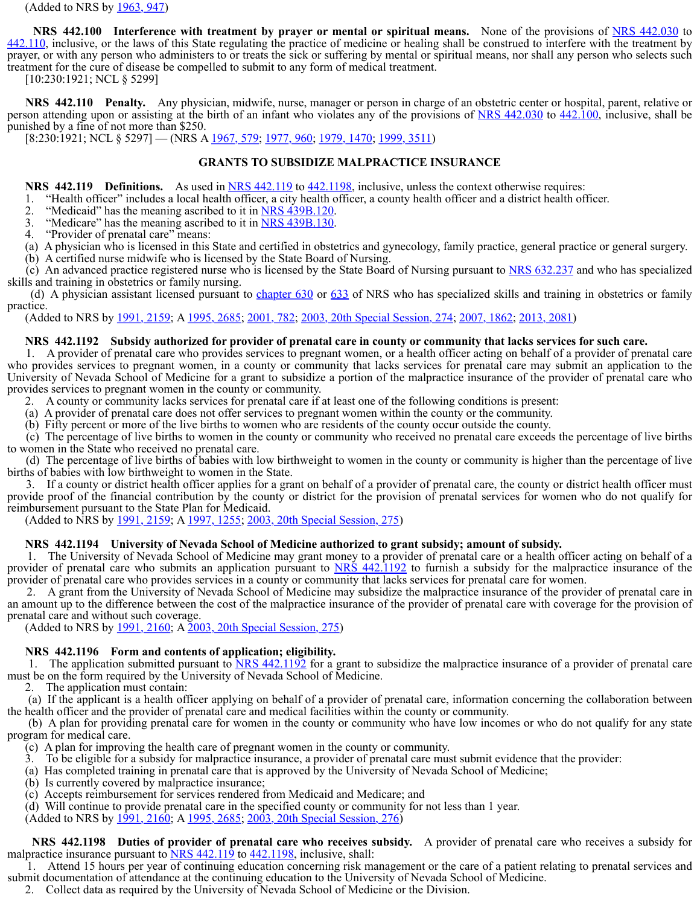(Added to NRS by 1963, 947)

**NRS 442.100 Interference with treatment by prayer or mental or spiritual means.** None of the provisions of NRS 442.030 to 442.110, inclusive, or the laws of this State regulating the practice of medicine or healing shall be construed to interfere with the treatment by prayer, or with any person who administers to or treats the sick or suffering by mental or spiritual means, nor shall any person who selects such treatment for the cure of disease be compelled to submit to any form of medical treatment.

[10:230:1921; NCL § 5299]

**NRS 442.110 Penalty.** Any physician, midwife, nurse, manager or person in charge of an obstetric center or hospital, parent, relative or person attending upon or assisting at the birth of an infant who violates any of the provisions of NRS 442.030 to 442.100, inclusive, shall be punished by a fine of not more than $250.

[8:230:1921; NCL § 5297] — (NRS A 1967, 579; 1977, 960; 1979, 1470; 1999, 3511)

## GRANTS TO SUBSIDIZE MALPRACTICE INSURANCE

**NRS 442.119 Definitions.** As used in NRS 442.119 to 442.1198, inclusive, unless the context otherwise requires:

1. "Health officer" includes a local health officer, a city health officer, a county health officer and a district health officer.
2. "Medicaid" has the meaning ascribed to it in NRS 439B.120.
3. "Medicare" has the meaning ascribed to it in NRS 439B.130.
4. "Provider of prenatal care" means:

(a) A physician who is licensed in this State and certified in obstetrics and gynecology, family practice, general practice or general surgery.

(b) A certified nurse midwife who is licensed by the State Board of Nursing.

(c) An advanced practice registered nurse who is licensed by the State Board of Nursing pursuant to NRS 632.237 and who has specialized skills and training in obstetrics or family nursing.

(d) A physician assistant licensed pursuant to chapter 630 or 633 of NRS who has specialized skills and training in obstetrics or family practice.

(Added to NRS by 1991, 2159; A 1995, 2685; 2001, 782; 2003, 20th Special Session, 274; 2007, 1862; 2013, 2081)

**NRS 442.1192 Subsidy authorized for provider of prenatal care in county or community that lacks services for such care.**

1. A provider of prenatal care who provides services to pregnant women, or a health officer acting on behalf of a provider of prenatal care who provides services to pregnant women, in a county or community that lacks services for prenatal care may submit an application to the University of Nevada School of Medicine for a grant to subsidize a portion of the malpractice insurance of the provider of prenatal care who provides services to pregnant women in the county or community.
2. A county or community lacks services for prenatal care if at least one of the following conditions is present:

(a) A provider of prenatal care does not offer services to pregnant women within the county or the community.

(b) Fifty percent or more of the live births to women who are residents of the county occur outside the county.

(c) The percentage of live births to women in the county or community who received no prenatal care exceeds the percentage of live births to women in the State who received no prenatal care.

(d) The percentage of live births of babies with low birthweight to women in the county or community is higher than the percentage of live births of babies with low birthweight to women in the State.

3. If a county or district health officer applies for a grant on behalf of a provider of prenatal care, the county or district health officer must provide proof of the financial contribution by the county or district for the provision of prenatal services for women who do not qualify for reimbursement pursuant to the State Plan for Medicaid.

(Added to NRS by 1991, 2159; A 1997, 1255; 2003, 20th Special Session, 275)

**NRS 442.1194 University of Nevada School of Medicine authorized to grant subsidy; amount of subsidy.**

1. The University of Nevada School of Medicine may grant money to a provider of prenatal care or a health officer acting on behalf of a provider of prenatal care who submits an application pursuant to NRS 442.1192 to furnish a subsidy for the malpractice insurance of the provider of prenatal care who provides services in a county or community that lacks services for prenatal care for women.
2. A grant from the University of Nevada School of Medicine may subsidize the malpractice insurance of the provider of prenatal care in an amount up to the difference between the cost of the malpractice insurance of the provider of prenatal care with coverage for the provision of prenatal care and without such coverage.

(Added to NRS by 1991, 2160; A 2003, 20th Special Session, 275)

**NRS 442.1196 Form and contents of application; eligibility.**

1. The application submitted pursuant to NRS 442.1192 for a grant to subsidize the malpractice insurance of a provider of prenatal care must be on the form required by the University of Nevada School of Medicine.
2. The application must contain:

(a) If the applicant is a health officer applying on behalf of a provider of prenatal care, information concerning the collaboration between the health officer and the provider of prenatal care and medical facilities within the county or community.

(b) A plan for providing prenatal care for women in the county or community who have low incomes or who do not qualify for any state program for medical care.

(c) A plan for improving the health care of pregnant women in the county or community.

3. To be eligible for a subsidy for malpractice insurance, a provider of prenatal care must submit evidence that the provider:

(a) Has completed training in prenatal care that is approved by the University of Nevada School of Medicine;

(b) Is currently covered by malpractice insurance;

(c) Accepts reimbursement for services rendered from Medicaid and Medicare; and

(d) Will continue to provide prenatal care in the specified county or community for not less than 1 year.

(Added to NRS by 1991, 2160; A 1995, 2685; 2003, 20th Special Session, 276)

**NRS 442.1198 Duties of provider of prenatal care who receives subsidy.** A provider of prenatal care who receives a subsidy for malpractice insurance pursuant to NRS 442.119 to 442.1198, inclusive, shall:

1. Attend 15 hours per year of continuing education concerning risk management or the care of a patient relating to prenatal services and submit documentation of attendance at the continuing education to the University of Nevada School of Medicine.
2. Collect data as required by the University of Nevada School of Medicine or the Division.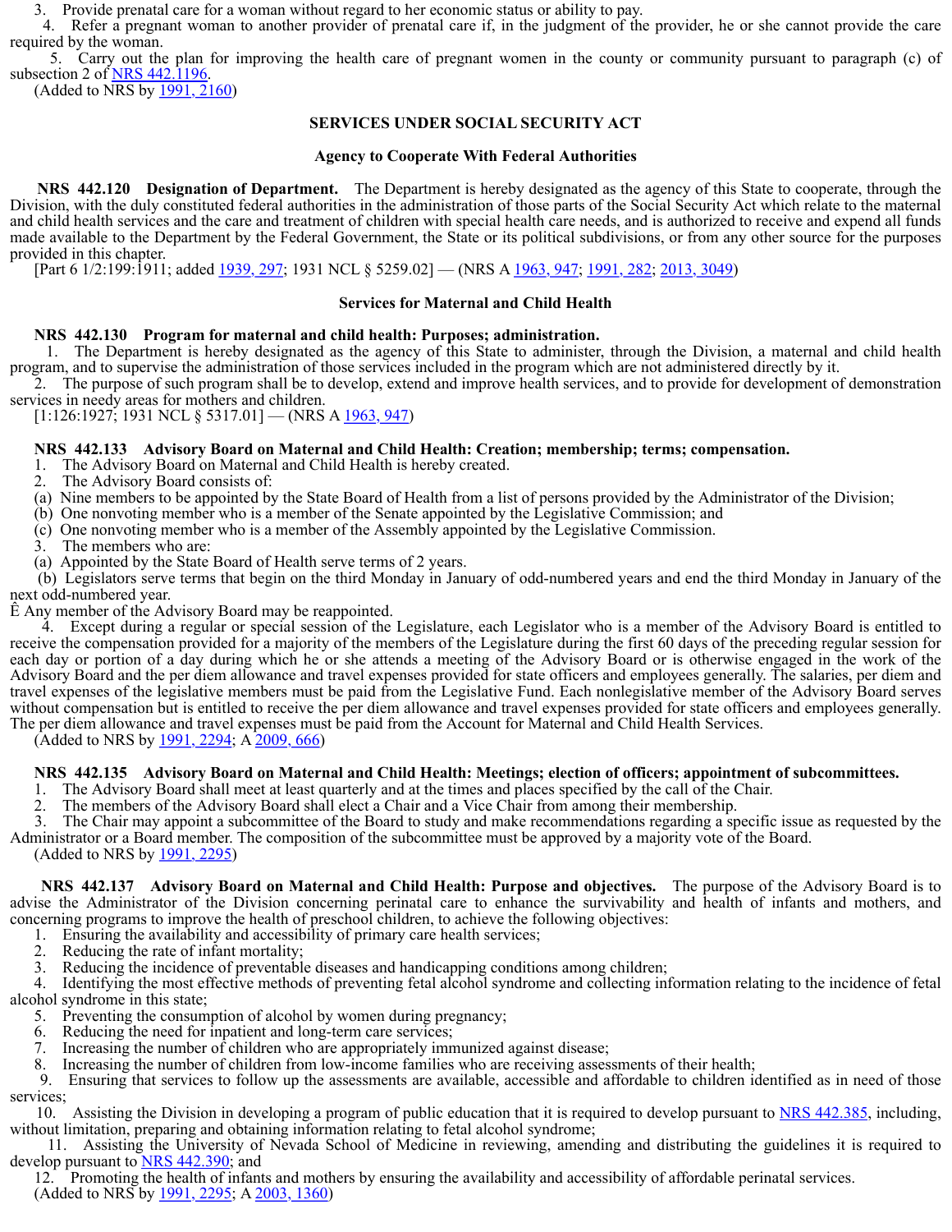3. Provide prenatal care for a woman without regard to her economic status or ability to pay.

4. Refer a pregnant woman to another provider of prenatal care if, in the judgment of the provider, he or she cannot provide the care required by the woman.

5. Carry out the plan for improving the health care of pregnant women in the county or community pursuant to paragraph (c) of subsection 2 of NRS 442.1196.

(Added to NRS by 1991, 2160)

## SERVICES UNDER SOCIAL SECURITY ACT

### Agency to Cooperate With Federal Authorities

**NRS 442.120 Designation of Department.** The Department is hereby designated as the agency of this State to cooperate, through the Division, with the duly constituted federal authorities in the administration of those parts of the Social Security Act which relate to the maternal and child health services and the care and treatment of children with special health care needs, and is authorized to receive and expend all funds made available to the Department by the Federal Government, the State or its political subdivisions, or from any other source for the purposes provided in this chapter.

[Part 6 1/2:199:1911; added 1939, 297; 1931 NCL § 5259.02] — (NRS A 1963, 947; 1991, 282; 2013, 3049)

### Services for Maternal and Child Health

**NRS 442.130 Program for maternal and child health: Purposes; administration.**

1. The Department is hereby designated as the agency of this State to administer, through the Division, a maternal and child health program, and to supervise the administration of those services included in the program which are not administered directly by it.

2. The purpose of such program shall be to develop, extend and improve health services, and to provide for development of demonstration services in needy areas for mothers and children.

[1:126:1927; 1931 NCL § 5317.01] — (NRS A 1963, 947)

**NRS 442.133 Advisory Board on Maternal and Child Health: Creation; membership; terms; compensation.**

1. The Advisory Board on Maternal and Child Health is hereby created.

2. The Advisory Board consists of:

(a) Nine members to be appointed by the State Board of Health from a list of persons provided by the Administrator of the Division;

(b) One nonvoting member who is a member of the Senate appointed by the Legislative Commission; and

(c) One nonvoting member who is a member of the Assembly appointed by the Legislative Commission.

3. The members who are:

(a) Appointed by the State Board of Health serve terms of 2 years.

(b) Legislators serve terms that begin on the third Monday in January of odd-numbered years and end the third Monday in January of the next odd-numbered year.

Ê Any member of the Advisory Board may be reappointed.

4. Except during a regular or special session of the Legislature, each Legislator who is a member of the Advisory Board is entitled to receive the compensation provided for a majority of the members of the Legislature during the first 60 days of the preceding regular session for each day or portion of a day during which he or she attends a meeting of the Advisory Board or is otherwise engaged in the work of the Advisory Board and the per diem allowance and travel expenses provided for state officers and employees generally. The salaries, per diem and travel expenses of the legislative members must be paid from the Legislative Fund. Each nonlegislative member of the Advisory Board serves without compensation but is entitled to receive the per diem allowance and travel expenses provided for state officers and employees generally. The per diem allowance and travel expenses must be paid from the Account for Maternal and Child Health Services.

(Added to NRS by 1991, 2294; A 2009, 666)

**NRS 442.135 Advisory Board on Maternal and Child Health: Meetings; election of officers; appointment of subcommittees.**

1. The Advisory Board shall meet at least quarterly and at the times and places specified by the call of the Chair.

2. The members of the Advisory Board shall elect a Chair and a Vice Chair from among their membership.

3. The Chair may appoint a subcommittee of the Board to study and make recommendations regarding a specific issue as requested by the Administrator or a Board member. The composition of the subcommittee must be approved by a majority vote of the Board.

(Added to NRS by 1991, 2295)

**NRS 442.137 Advisory Board on Maternal and Child Health: Purpose and objectives.** The purpose of the Advisory Board is to advise the Administrator of the Division concerning perinatal care to enhance the survivability and health of infants and mothers, and concerning programs to improve the health of preschool children, to achieve the following objectives:

1. Ensuring the availability and accessibility of primary care health services;

2. Reducing the rate of infant mortality;

3. Reducing the incidence of preventable diseases and handicapping conditions among children;

4. Identifying the most effective methods of preventing fetal alcohol syndrome and collecting information relating to the incidence of fetal alcohol syndrome in this state;

5. Preventing the consumption of alcohol by women during pregnancy;

6. Reducing the need for inpatient and long-term care services;

7. Increasing the number of children who are appropriately immunized against disease;

8. Increasing the number of children from low-income families who are receiving assessments of their health;

9. Ensuring that services to follow up the assessments are available, accessible and affordable to children identified as in need of those services;

10. Assisting the Division in developing a program of public education that it is required to develop pursuant to NRS 442.385, including, without limitation, preparing and obtaining information relating to fetal alcohol syndrome;

11. Assisting the University of Nevada School of Medicine in reviewing, amending and distributing the guidelines it is required to develop pursuant to NRS 442.390; and

12. Promoting the health of infants and mothers by ensuring the availability and accessibility of affordable perinatal services.

(Added to NRS by 1991, 2295; A 2003, 1360)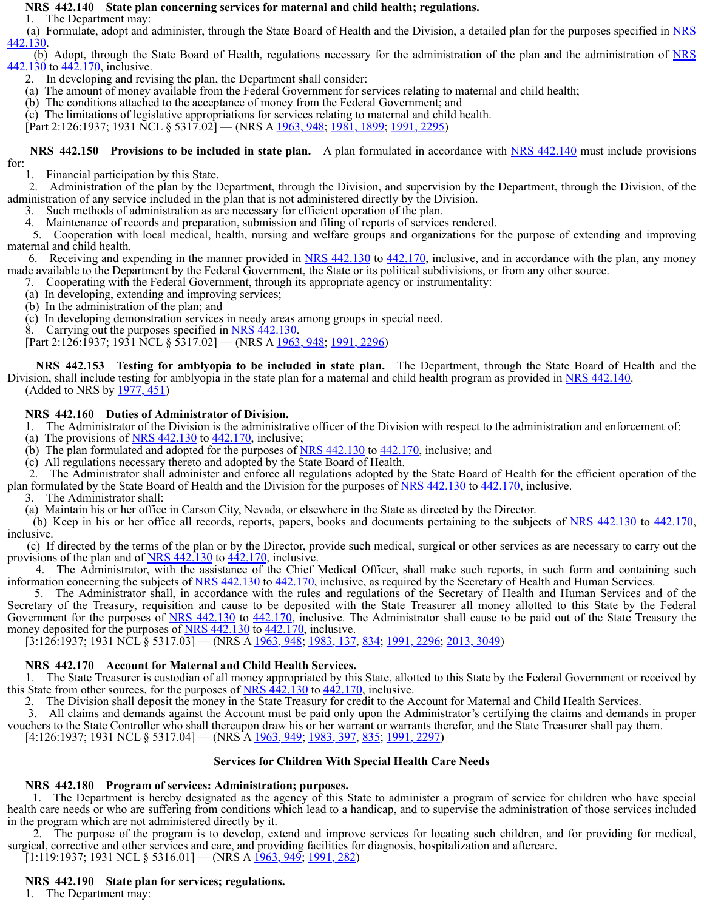**NRS 442.140 State plan concerning services for maternal and child health; regulations.**

1. The Department may:

(a) Formulate, adopt and administer, through the State Board of Health and the Division, a detailed plan for the purposes specified in NRS 442.130.

(b) Adopt, through the State Board of Health, regulations necessary for the administration of the plan and the administration of NRS 442.130 to 442.170, inclusive.

2. In developing and revising the plan, the Department shall consider:

(a) The amount of money available from the Federal Government for services relating to maternal and child health;

(b) The conditions attached to the acceptance of money from the Federal Government; and

(c) The limitations of legislative appropriations for services relating to maternal and child health.

[Part 2:126:1937; 1931 NCL § 5317.02] — (NRS A 1963, 948; 1981, 1899; 1991, 2295)

**NRS 442.150 Provisions to be included in state plan.** A plan formulated in accordance with NRS 442.140 must include provisions for:

1. Financial participation by this State.

2. Administration of the plan by the Department, through the Division, and supervision by the Department, through the Division, of the administration of any service included in the plan that is not administered directly by the Division.

3. Such methods of administration as are necessary for efficient operation of the plan.

4. Maintenance of records and preparation, submission and filing of reports of services rendered.

5. Cooperation with local medical, health, nursing and welfare groups and organizations for the purpose of extending and improving maternal and child health.

6. Receiving and expending in the manner provided in NRS 442.130 to 442.170, inclusive, and in accordance with the plan, any money made available to the Department by the Federal Government, the State or its political subdivisions, or from any other source.

7. Cooperating with the Federal Government, through its appropriate agency or instrumentality:

(a) In developing, extending and improving services;

(b) In the administration of the plan; and

(c) In developing demonstration services in needy areas among groups in special need.

8. Carrying out the purposes specified in NRS 442.130.

[Part 2:126:1937; 1931 NCL § 5317.02] — (NRS A 1963, 948; 1991, 2296)

**NRS 442.153 Testing for amblyopia to be included in state plan.** The Department, through the State Board of Health and the Division, shall include testing for amblyopia in the state plan for a maternal and child health program as provided in NRS 442.140.

(Added to NRS by 1977, 451)

**NRS 442.160 Duties of Administrator of Division.**

1. The Administrator of the Division is the administrative officer of the Division with respect to the administration and enforcement of:

(a) The provisions of NRS 442.130 to 442.170, inclusive;

(b) The plan formulated and adopted for the purposes of NRS 442.130 to 442.170, inclusive; and

(c) All regulations necessary thereto and adopted by the State Board of Health.

2. The Administrator shall administer and enforce all regulations adopted by the State Board of Health for the efficient operation of the plan formulated by the State Board of Health and the Division for the purposes of NRS 442.130 to 442.170, inclusive.

3. The Administrator shall:

(a) Maintain his or her office in Carson City, Nevada, or elsewhere in the State as directed by the Director.

(b) Keep in his or her office all records, reports, papers, books and documents pertaining to the subjects of NRS 442.130 to 442.170, inclusive.

(c) If directed by the terms of the plan or by the Director, provide such medical, surgical or other services as are necessary to carry out the provisions of the plan and of NRS 442.130 to 442.170, inclusive.

4. The Administrator, with the assistance of the Chief Medical Officer, shall make such reports, in such form and containing such information concerning the subjects of NRS 442.130 to 442.170, inclusive, as required by the Secretary of Health and Human Services.

5. The Administrator shall, in accordance with the rules and regulations of the Secretary of Health and Human Services and of the Secretary of the Treasury, requisition and cause to be deposited with the State Treasurer all money allotted to this State by the Federal Government for the purposes of NRS 442.130 to 442.170, inclusive. The Administrator shall cause to be paid out of the State Treasury the money deposited for the purposes of NRS 442.130 to 442.170, inclusive.

[3:126:1937; 1931 NCL § 5317.03] — (NRS A 1963, 948; 1983, 137, 834; 1991, 2296; 2013, 3049)

**NRS 442.170 Account for Maternal and Child Health Services.**

1. The State Treasurer is custodian of all money appropriated by this State, allotted to this State by the Federal Government or received by this State from other sources, for the purposes of NRS 442.130 to 442.170, inclusive.

2. The Division shall deposit the money in the State Treasury for credit to the Account for Maternal and Child Health Services.

3. All claims and demands against the Account must be paid only upon the Administrator's certifying the claims and demands in proper vouchers to the State Controller who shall thereupon draw his or her warrant or warrants therefor, and the State Treasurer shall pay them.

[4:126:1937; 1931 NCL § 5317.04] — (NRS A 1963, 949; 1983, 397, 835; 1991, 2297)

## Services for Children With Special Health Care Needs

**NRS 442.180 Program of services: Administration; purposes.**

1. The Department is hereby designated as the agency of this State to administer a program of service for children who have special health care needs or who are suffering from conditions which lead to a handicap, and to supervise the administration of those services included in the program which are not administered directly by it.

2. The purpose of the program is to develop, extend and improve services for locating such children, and for providing for medical, surgical, corrective and other services and care, and providing facilities for diagnosis, hospitalization and aftercare.

[1:119:1937; 1931 NCL § 5316.01] — (NRS A 1963, 949; 1991, 282)

**NRS 442.190 State plan for services; regulations.**

1. The Department may: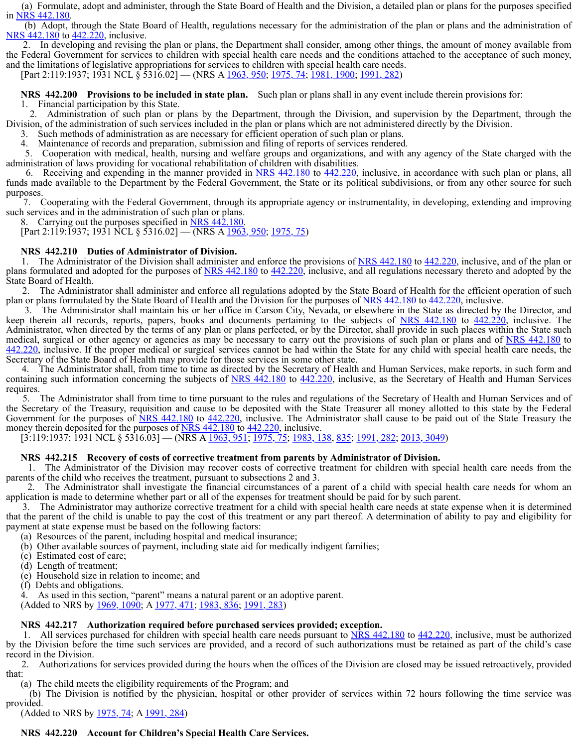(a) Formulate, adopt and administer, through the State Board of Health and the Division, a detailed plan or plans for the purposes specified in NRS 442.180.

(b) Adopt, through the State Board of Health, regulations necessary for the administration of the plan or plans and the administration of NRS 442.180 to 442.220, inclusive.

2. In developing and revising the plan or plans, the Department shall consider, among other things, the amount of money available from the Federal Government for services to children with special health care needs and the conditions attached to the acceptance of such money, and the limitations of legislative appropriations for services to children with special health care needs.

[Part 2:119:1937; 1931 NCL § 5316.02] — (NRS A 1963, 950; 1975, 74; 1981, 1900; 1991, 282)

**NRS 442.200 Provisions to be included in state plan.** Such plan or plans shall in any event include therein provisions for:

1. Financial participation by this State.
2. Administration of such plan or plans by the Department, through the Division, and supervision by the Department, through the Division, of the administration of such services included in the plan or plans which are not administered directly by the Division.
3. Such methods of administration as are necessary for efficient operation of such plan or plans.
4. Maintenance of records and preparation, submission and filing of reports of services rendered.
5. Cooperation with medical, health, nursing and welfare groups and organizations, and with any agency of the State charged with the administration of laws providing for vocational rehabilitation of children with disabilities.
6. Receiving and expending in the manner provided in NRS 442.180 to 442.220, inclusive, in accordance with such plan or plans, all funds made available to the Department by the Federal Government, the State or its political subdivisions, or from any other source for such purposes.
7. Cooperating with the Federal Government, through its appropriate agency or instrumentality, in developing, extending and improving such services and in the administration of such plan or plans.
8. Carrying out the purposes specified in NRS 442.180.

[Part 2:119:1937; 1931 NCL § 5316.02] — (NRS A 1963, 950; 1975, 75)

**NRS 442.210 Duties of Administrator of Division.**

1. The Administrator of the Division shall administer and enforce the provisions of NRS 442.180 to 442.220, inclusive, and of the plan or plans formulated and adopted for the purposes of NRS 442.180 to 442.220, inclusive, and all regulations necessary thereto and adopted by the State Board of Health.

2. The Administrator shall administer and enforce all regulations adopted by the State Board of Health for the efficient operation of such plan or plans formulated by the State Board of Health and the Division for the purposes of NRS 442.180 to 442.220, inclusive.

3. The Administrator shall maintain his or her office in Carson City, Nevada, or elsewhere in the State as directed by the Director, and keep therein all records, reports, papers, books and documents pertaining to the subjects of NRS 442.180 to 442.220, inclusive. The Administrator, when directed by the terms of any plan or plans perfected, or by the Director, shall provide in such places within the State such medical, surgical or other agency or agencies as may be necessary to carry out the provisions of such plan or plans and of NRS 442.180 to 442.220, inclusive. If the proper medical or surgical services cannot be had within the State for any child with special health care needs, the Secretary of the State Board of Health may provide for those services in some other state.

4. The Administrator shall, from time to time as directed by the Secretary of Health and Human Services, make reports, in such form and containing such information concerning the subjects of NRS 442.180 to 442.220, inclusive, as the Secretary of Health and Human Services requires.

5. The Administrator shall from time to time pursuant to the rules and regulations of the Secretary of Health and Human Services and of the Secretary of the Treasury, requisition and cause to be deposited with the State Treasurer all money allotted to this state by the Federal Government for the purposes of NRS 442.180 to 442.220, inclusive. The Administrator shall cause to be paid out of the State Treasury the money therein deposited for the purposes of NRS 442.180 to 442.220, inclusive.

[3:119:1937; 1931 NCL § 5316.03] — (NRS A 1963, 951; 1975, 75; 1983, 138, 835; 1991, 282; 2013, 3049)

**NRS 442.215 Recovery of costs of corrective treatment from parents by Administrator of Division.**

1. The Administrator of the Division may recover costs of corrective treatment for children with special health care needs from the parents of the child who receives the treatment, pursuant to subsections 2 and 3.

2. The Administrator shall investigate the financial circumstances of a parent of a child with special health care needs for whom an application is made to determine whether part or all of the expenses for treatment should be paid for by such parent.

3. The Administrator may authorize corrective treatment for a child with special health care needs at state expense when it is determined that the parent of the child is unable to pay the cost of this treatment or any part thereof. A determination of ability to pay and eligibility for payment at state expense must be based on the following factors:

(a) Resources of the parent, including hospital and medical insurance;
(b) Other available sources of payment, including state aid for medically indigent families;
(c) Estimated cost of care;
(d) Length of treatment;
(e) Household size in relation to income; and
(f) Debts and obligations.

4. As used in this section, "parent" means a natural parent or an adoptive parent.

(Added to NRS by 1969, 1090; A 1977, 471; 1983, 836; 1991, 283)

**NRS 442.217 Authorization required before purchased services provided; exception.**

1. All services purchased for children with special health care needs pursuant to NRS 442.180 to 442.220, inclusive, must be authorized by the Division before the time such services are provided, and a record of such authorizations must be retained as part of the child's case record in the Division.

2. Authorizations for services provided during the hours when the offices of the Division are closed may be issued retroactively, provided that:

(a) The child meets the eligibility requirements of the Program; and
(b) The Division is notified by the physician, hospital or other provider of services within 72 hours following the time service was provided.

(Added to NRS by 1975, 74; A 1991, 284)

**NRS 442.220 Account for Children's Special Health Care Services.**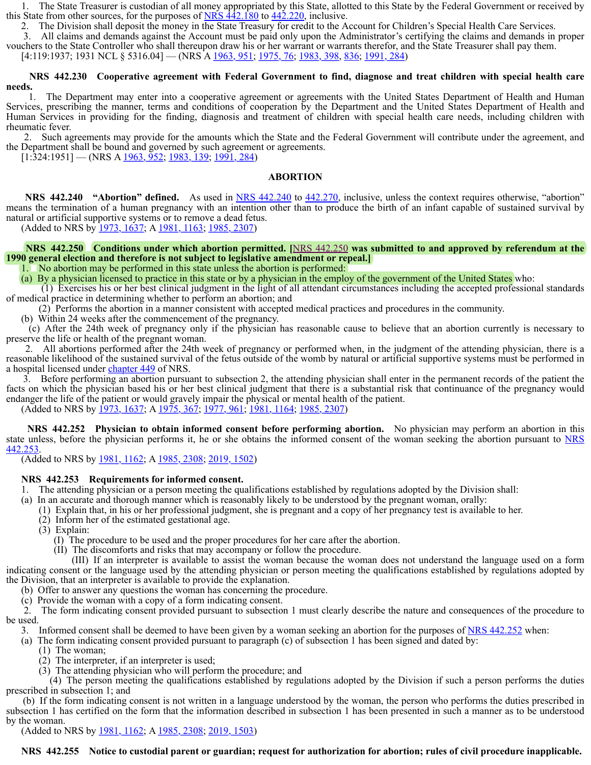1. The State Treasurer is custodian of all money appropriated by this State, allotted to this State by the Federal Government or received by this State from other sources, for the purposes of NRS 442.180 to 442.220, inclusive.

2. The Division shall deposit the money in the State Treasury for credit to the Account for Children's Special Health Care Services.

3. All claims and demands against the Account must be paid only upon the Administrator's certifying the claims and demands in proper vouchers to the State Controller who shall thereupon draw his or her warrant or warrants therefor, and the State Treasurer shall pay them.

[4:119:1937; 1931 NCL § 5316.04] — (NRS A 1963, 951; 1975, 76; 1983, 398, 836; 1991, 284)

**NRS 442.230 Cooperative agreement with Federal Government to find, diagnose and treat children with special health care needs.**

1. The Department may enter into a cooperative agreement or agreements with the United States Department of Health and Human Services, prescribing the manner, terms and conditions of cooperation by the Department and the United States Department of Health and Human Services in providing for the finding, diagnosis and treatment of children with special health care needs, including children with rheumatic fever.

2. Such agreements may provide for the amounts which the State and the Federal Government will contribute under the agreement, and the Department shall be bound and governed by such agreement or agreements.

[1:324:1951] — (NRS A 1963, 952; 1983, 139; 1991, 284)

## ABORTION

**NRS 442.240 "Abortion" defined.** As used in NRS 442.240 to 442.270, inclusive, unless the context requires otherwise, "abortion" means the termination of a human pregnancy with an intention other than to produce the birth of an infant capable of sustained survival by natural or artificial supportive systems or to remove a dead fetus.

(Added to NRS by 1973, 1637; A 1981, 1163; 1985, 2307)

**NRS 442.250 Conditions under which abortion permitted. [NRS 442.250 was submitted to and approved by referendum at the 1990 general election and therefore is not subject to legislative amendment or repeal.]**

1. No abortion may be performed in this state unless the abortion is performed:

(a) By a physician licensed to practice in this state or by a physician in the employ of the government of the United States who:

(1) Exercises his or her best clinical judgment in the light of all attendant circumstances including the accepted professional standards of medical practice in determining whether to perform an abortion; and

(2) Performs the abortion in a manner consistent with accepted medical practices and procedures in the community.

(b) Within 24 weeks after the commencement of the pregnancy.

(c) After the 24th week of pregnancy only if the physician has reasonable cause to believe that an abortion currently is necessary to preserve the life or health of the pregnant woman.

2. All abortions performed after the 24th week of pregnancy or performed when, in the judgment of the attending physician, there is a reasonable likelihood of the sustained survival of the fetus outside of the womb by natural or artificial supportive systems must be performed in a hospital licensed under chapter 449 of NRS.

3. Before performing an abortion pursuant to subsection 2, the attending physician shall enter in the permanent records of the patient the facts on which the physician based his or her best clinical judgment that there is a substantial risk that continuance of the pregnancy would endanger the life of the patient or would gravely impair the physical or mental health of the patient.

(Added to NRS by 1973, 1637; A 1975, 367; 1977, 961; 1981, 1164; 1985, 2307)

**NRS 442.252 Physician to obtain informed consent before performing abortion.** No physician may perform an abortion in this state unless, before the physician performs it, he or she obtains the informed consent of the woman seeking the abortion pursuant to NRS 442.253.

(Added to NRS by 1981, 1162; A 1985, 2308; 2019, 1502)

**NRS 442.253 Requirements for informed consent.**

1. The attending physician or a person meeting the qualifications established by regulations adopted by the Division shall:

(a) In an accurate and thorough manner which is reasonably likely to be understood by the pregnant woman, orally:

(1) Explain that, in his or her professional judgment, she is pregnant and a copy of her pregnancy test is available to her.

(2) Inform her of the estimated gestational age.

(3) Explain:

(I) The procedure to be used and the proper procedures for her care after the abortion.

(II) The discomforts and risks that may accompany or follow the procedure.

(III) If an interpreter is available to assist the woman because the woman does not understand the language used on a form indicating consent or the language used by the attending physician or person meeting the qualifications established by regulations adopted by the Division, that an interpreter is available to provide the explanation.

(b) Offer to answer any questions the woman has concerning the procedure.

(c) Provide the woman with a copy of a form indicating consent.

2. The form indicating consent provided pursuant to subsection 1 must clearly describe the nature and consequences of the procedure to be used.

3. Informed consent shall be deemed to have been given by a woman seeking an abortion for the purposes of NRS 442.252 when:

(a) The form indicating consent provided pursuant to paragraph (c) of subsection 1 has been signed and dated by:

(1) The woman;

(2) The interpreter, if an interpreter is used;

(3) The attending physician who will perform the procedure; and

(4) The person meeting the qualifications established by regulations adopted by the Division if such a person performs the duties prescribed in subsection 1; and

(b) If the form indicating consent is not written in a language understood by the woman, the person who performs the duties prescribed in subsection 1 has certified on the form that the information described in subsection 1 has been presented in such a manner as to be understood by the woman.

(Added to NRS by 1981, 1162; A 1985, 2308; 2019, 1503)

**NRS 442.255 Notice to custodial parent or guardian; request for authorization for abortion; rules of civil procedure inapplicable.**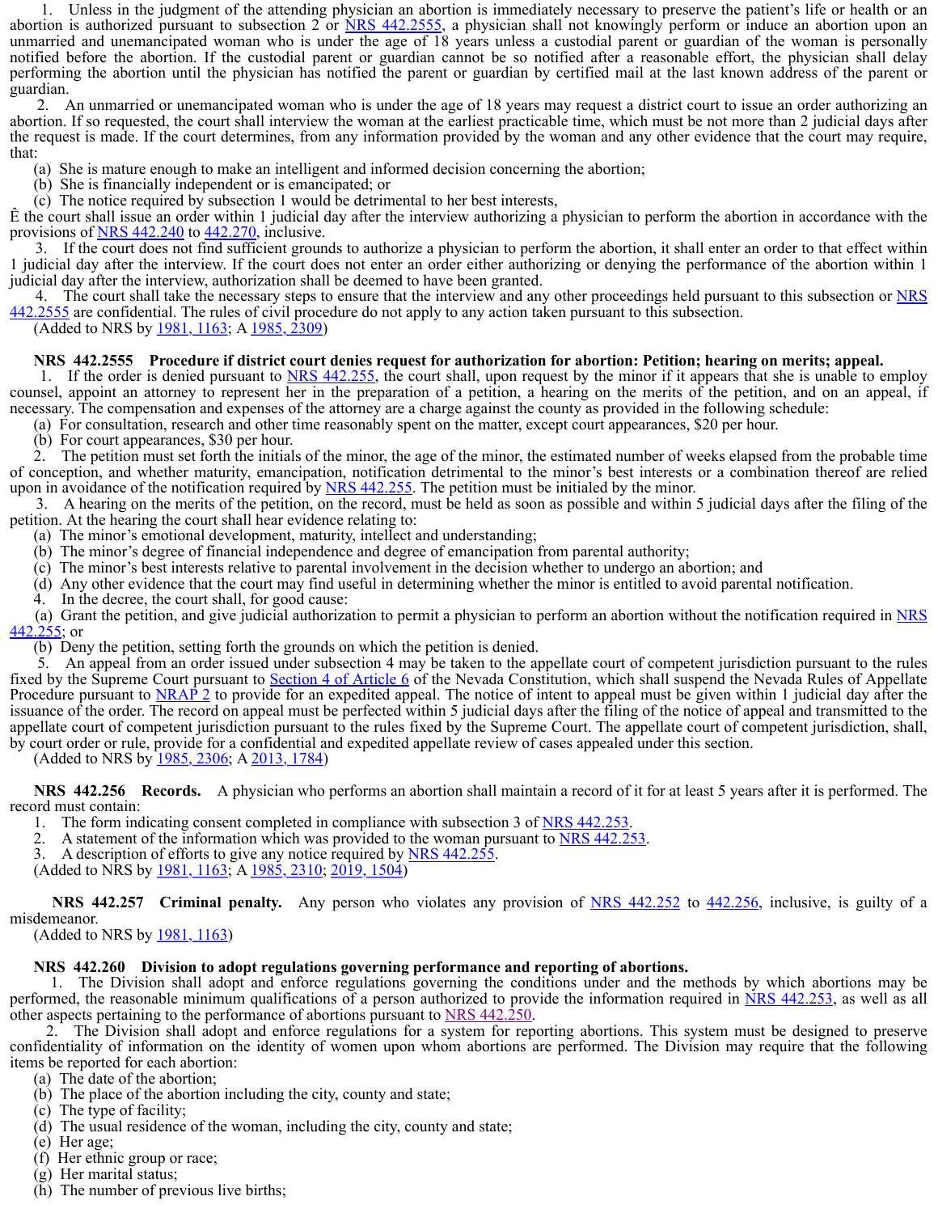1. Unless in the judgment of the attending physician an abortion is immediately necessary to preserve the patient's life or health or an abortion is authorized pursuant to subsection 2 or NRS 442.2555, a physician shall not knowingly perform or induce an abortion upon an unmarried and unemancipated woman who is under the age of 18 years unless a custodial parent or guardian of the woman is personally notified before the abortion. If the custodial parent or guardian cannot be so notified after a reasonable effort, the physician shall delay performing the abortion until the physician has notified the parent or guardian by certified mail at the last known address of the parent or guardian.

2. An unmarried or unemancipated woman who is under the age of 18 years may request a district court to issue an order authorizing an abortion. If so requested, the court shall interview the woman at the earliest practicable time, which must be not more than 2 judicial days after the request is made. If the court determines, from any information provided by the woman and any other evidence that the court may require, that:

(a) She is mature enough to make an intelligent and informed decision concerning the abortion;
(b) She is financially independent or is emancipated; or
(c) The notice required by subsection 1 would be detrimental to her best interests,

Ê the court shall issue an order within 1 judicial day after the interview authorizing a physician to perform the abortion in accordance with the provisions of NRS 442.240 to 442.270, inclusive.

3. If the court does not find sufficient grounds to authorize a physician to perform the abortion, it shall enter an order to that effect within 1 judicial day after the interview. If the court does not enter an order either authorizing or denying the performance of the abortion within 1 judicial day after the interview, authorization shall be deemed to have been granted.

4. The court shall take the necessary steps to ensure that the interview and any other proceedings held pursuant to this subsection or NRS 442.2555 are confidential. The rules of civil procedure do not apply to any action taken pursuant to this subsection.

(Added to NRS by 1981, 1163; A 1985, 2309)

**NRS 442.2555 Procedure if district court denies request for authorization for abortion: Petition; hearing on merits; appeal.**

1. If the order is denied pursuant to NRS 442.255, the court shall, upon request by the minor if it appears that she is unable to employ counsel, appoint an attorney to represent her in the preparation of a petition, a hearing on the merits of the petition, and on an appeal, if necessary. The compensation and expenses of the attorney are a charge against the county as provided in the following schedule:

(a) For consultation, research and other time reasonably spent on the matter, except court appearances, $20 per hour.
(b) For court appearances, $30 per hour.

2. The petition must set forth the initials of the minor, the age of the minor, the estimated number of weeks elapsed from the probable time of conception, and whether maturity, emancipation, notification detrimental to the minor's best interests or a combination thereof are relied upon in avoidance of the notification required by NRS 442.255. The petition must be initialed by the minor.

3. A hearing on the merits of the petition, on the record, must be held as soon as possible and within 5 judicial days after the filing of the petition. At the hearing the court shall hear evidence relating to:

(a) The minor's emotional development, maturity, intellect and understanding;
(b) The minor's degree of financial independence and degree of emancipation from parental authority;
(c) The minor's best interests relative to parental involvement in the decision whether to undergo an abortion; and
(d) Any other evidence that the court may find useful in determining whether the minor is entitled to avoid parental notification.

4. In the decree, the court shall, for good cause:

(a) Grant the petition, and give judicial authorization to permit a physician to perform an abortion without the notification required in NRS 442.255; or
(b) Deny the petition, setting forth the grounds on which the petition is denied.

5. An appeal from an order issued under subsection 4 may be taken to the appellate court of competent jurisdiction pursuant to the rules fixed by the Supreme Court pursuant to Section 4 of Article 6 of the Nevada Constitution, which shall suspend the Nevada Rules of Appellate Procedure pursuant to NRAP 2 to provide for an expedited appeal. The notice of intent to appeal must be given within 1 judicial day after the issuance of the order. The record on appeal must be perfected within 5 judicial days after the filing of the notice of appeal and transmitted to the appellate court of competent jurisdiction pursuant to the rules fixed by the Supreme Court. The appellate court of competent jurisdiction, shall, by court order or rule, provide for a confidential and expedited appellate review of cases appealed under this section.

(Added to NRS by 1985, 2306; A 2013, 1784)

**NRS 442.256 Records.** A physician who performs an abortion shall maintain a record of it for at least 5 years after it is performed. The record must contain:

1. The form indicating consent completed in compliance with subsection 3 of NRS 442.253.
2. A statement of the information which was provided to the woman pursuant to NRS 442.253.
3. A description of efforts to give any notice required by NRS 442.255.

(Added to NRS by 1981, 1163; A 1985, 2310; 2019, 1504)

**NRS 442.257 Criminal penalty.** Any person who violates any provision of NRS 442.252 to 442.256, inclusive, is guilty of a misdemeanor.

(Added to NRS by 1981, 1163)

**NRS 442.260 Division to adopt regulations governing performance and reporting of abortions.**

1. The Division shall adopt and enforce regulations governing the conditions under and the methods by which abortions may be performed, the reasonable minimum qualifications of a person authorized to provide the information required in NRS 442.253, as well as all other aspects pertaining to the performance of abortions pursuant to NRS 442.250.

2. The Division shall adopt and enforce regulations for a system for reporting abortions. This system must be designed to preserve confidentiality of information on the identity of women upon whom abortions are performed. The Division may require that the following items be reported for each abortion:

(a) The date of the abortion;
(b) The place of the abortion including the city, county and state;
(c) The type of facility;
(d) The usual residence of the woman, including the city, county and state;
(e) Her age;
(f) Her ethnic group or race;
(g) Her marital status;
(h) The number of previous live births;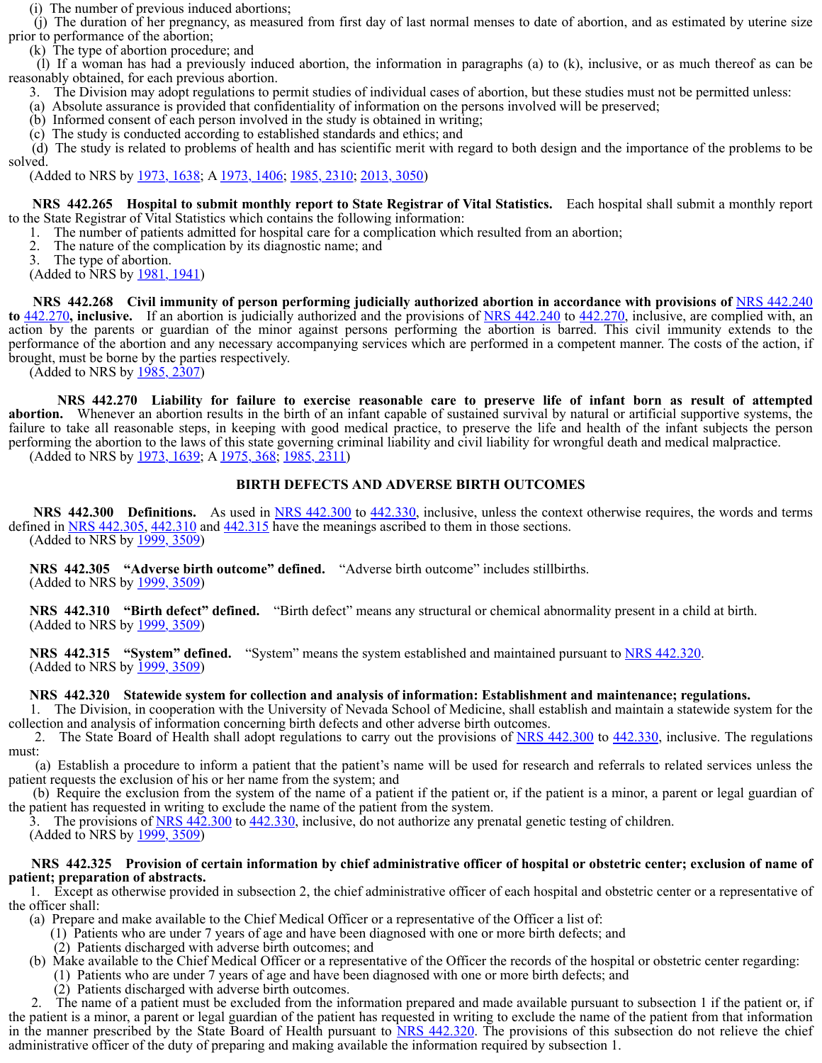(i) The number of previous induced abortions;

(j) The duration of her pregnancy, as measured from first day of last normal menses to date of abortion, and as estimated by uterine size prior to performance of the abortion;

(k) The type of abortion procedure; and

(l) If a woman has had a previously induced abortion, the information in paragraphs (a) to (k), inclusive, or as much thereof as can be reasonably obtained, for each previous abortion.

3. The Division may adopt regulations to permit studies of individual cases of abortion, but these studies must not be permitted unless:

(a) Absolute assurance is provided that confidentiality of information on the persons involved will be preserved;

(b) Informed consent of each person involved in the study is obtained in writing;

(c) The study is conducted according to established standards and ethics; and

(d) The study is related to problems of health and has scientific merit with regard to both design and the importance of the problems to be solved.

(Added to NRS by 1973, 1638; A 1973, 1406; 1985, 2310; 2013, 3050)

**NRS 442.265 Hospital to submit monthly report to State Registrar of Vital Statistics.** Each hospital shall submit a monthly report to the State Registrar of Vital Statistics which contains the following information:

1. The number of patients admitted for hospital care for a complication which resulted from an abortion;

2. The nature of the complication by its diagnostic name; and

3. The type of abortion.

(Added to NRS by 1981, 1941)

**NRS 442.268 Civil immunity of person performing judicially authorized abortion in accordance with provisions of NRS 442.240 to 442.270, inclusive.** If an abortion is judicially authorized and the provisions of NRS 442.240 to 442.270, inclusive, are complied with, an action by the parents or guardian of the minor against persons performing the abortion is barred. This civil immunity extends to the performance of the abortion and any necessary accompanying services which are performed in a competent manner. The costs of the action, if brought, must be borne by the parties respectively.

(Added to NRS by 1985, 2307)

**NRS 442.270 Liability for failure to exercise reasonable care to preserve life of infant born as result of attempted abortion.** Whenever an abortion results in the birth of an infant capable of sustained survival by natural or artificial supportive systems, the failure to take all reasonable steps, in keeping with good medical practice, to preserve the life and health of the infant subjects the person performing the abortion to the laws of this state governing criminal liability and civil liability for wrongful death and medical malpractice.

(Added to NRS by 1973, 1639; A 1975, 368; 1985, 2311)

## BIRTH DEFECTS AND ADVERSE BIRTH OUTCOMES

**NRS 442.300 Definitions.** As used in NRS 442.300 to 442.330, inclusive, unless the context otherwise requires, the words and terms defined in NRS 442.305, 442.310 and 442.315 have the meanings ascribed to them in those sections.

(Added to NRS by 1999, 3509)

**NRS 442.305 "Adverse birth outcome" defined.** "Adverse birth outcome" includes stillbirths.

(Added to NRS by 1999, 3509)

**NRS 442.310 "Birth defect" defined.** "Birth defect" means any structural or chemical abnormality present in a child at birth.

(Added to NRS by 1999, 3509)

**NRS 442.315 "System" defined.** "System" means the system established and maintained pursuant to NRS 442.320.

(Added to NRS by 1999, 3509)

**NRS 442.320 Statewide system for collection and analysis of information: Establishment and maintenance; regulations.**

1. The Division, in cooperation with the University of Nevada School of Medicine, shall establish and maintain a statewide system for the collection and analysis of information concerning birth defects and other adverse birth outcomes.

2. The State Board of Health shall adopt regulations to carry out the provisions of NRS 442.300 to 442.330, inclusive. The regulations must:

(a) Establish a procedure to inform a patient that the patient's name will be used for research and referrals to related services unless the patient requests the exclusion of his or her name from the system; and

(b) Require the exclusion from the system of the name of a patient if the patient or, if the patient is a minor, a parent or legal guardian of the patient has requested in writing to exclude the name of the patient from the system.

3. The provisions of NRS 442.300 to 442.330, inclusive, do not authorize any prenatal genetic testing of children.

(Added to NRS by 1999, 3509)

**NRS 442.325 Provision of certain information by chief administrative officer of hospital or obstetric center; exclusion of name of patient; preparation of abstracts.**

1. Except as otherwise provided in subsection 2, the chief administrative officer of each hospital and obstetric center or a representative of the officer shall:

(a) Prepare and make available to the Chief Medical Officer or a representative of the Officer a list of:

(1) Patients who are under 7 years of age and have been diagnosed with one or more birth defects; and

(2) Patients discharged with adverse birth outcomes; and

(b) Make available to the Chief Medical Officer or a representative of the Officer the records of the hospital or obstetric center regarding:

(1) Patients who are under 7 years of age and have been diagnosed with one or more birth defects; and

(2) Patients discharged with adverse birth outcomes.

2. The name of a patient must be excluded from the information prepared and made available pursuant to subsection 1 if the patient or, if the patient is a minor, a parent or legal guardian of the patient has requested in writing to exclude the name of the patient from that information in the manner prescribed by the State Board of Health pursuant to NRS 442.320. The provisions of this subsection do not relieve the chief administrative officer of the duty of preparing and making available the information required by subsection 1.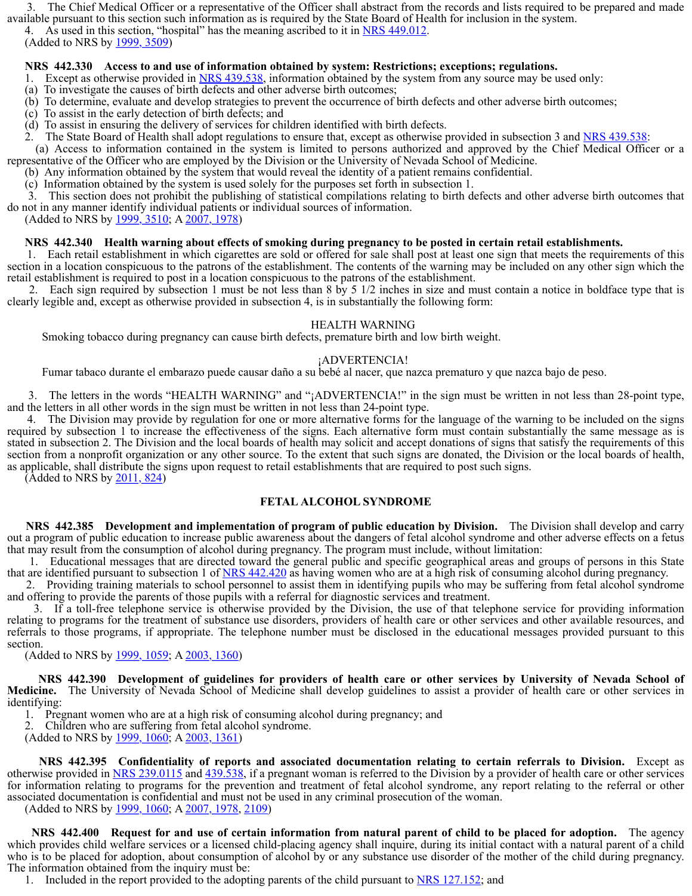3. The Chief Medical Officer or a representative of the Officer shall abstract from the records and lists required to be prepared and made available pursuant to this section such information as is required by the State Board of Health for inclusion in the system.

4. As used in this section, "hospital" has the meaning ascribed to it in NRS 449.012.

(Added to NRS by 1999, 3509)

**NRS 442.330 Access to and use of information obtained by system: Restrictions; exceptions; regulations.**

1. Except as otherwise provided in NRS 439.538, information obtained by the system from any source may be used only:

(a) To investigate the causes of birth defects and other adverse birth outcomes;

(b) To determine, evaluate and develop strategies to prevent the occurrence of birth defects and other adverse birth outcomes;

(c) To assist in the early detection of birth defects; and

(d) To assist in ensuring the delivery of services for children identified with birth defects.

2. The State Board of Health shall adopt regulations to ensure that, except as otherwise provided in subsection 3 and NRS 439.538:

(a) Access to information contained in the system is limited to persons authorized and approved by the Chief Medical Officer or a representative of the Officer who are employed by the Division or the University of Nevada School of Medicine.

(b) Any information obtained by the system that would reveal the identity of a patient remains confidential.

(c) Information obtained by the system is used solely for the purposes set forth in subsection 1.

3. This section does not prohibit the publishing of statistical compilations relating to birth defects and other adverse birth outcomes that do not in any manner identify individual patients or individual sources of information.

(Added to NRS by 1999, 3510; A 2007, 1978)

**NRS 442.340 Health warning about effects of smoking during pregnancy to be posted in certain retail establishments.**

1. Each retail establishment in which cigarettes are sold or offered for sale shall post at least one sign that meets the requirements of this section in a location conspicuous to the patrons of the establishment. The contents of the warning may be included on any other sign which the retail establishment is required to post in a location conspicuous to the patrons of the establishment.

2. Each sign required by subsection 1 must be not less than 8 by 5 1/2 inches in size and must contain a notice in boldface type that is clearly legible and, except as otherwise provided in subsection 4, is in substantially the following form:

HEALTH WARNING

Smoking tobacco during pregnancy can cause birth defects, premature birth and low birth weight.

¡ADVERTENCIA!

Fumar tabaco durante el embarazo puede causar daño a su bebé al nacer, que nazca prematuro y que nazca bajo de peso.

3. The letters in the words "HEALTH WARNING" and "¡ADVERTENCIA!" in the sign must be written in not less than 28-point type, and the letters in all other words in the sign must be written in not less than 24-point type.

4. The Division may provide by regulation for one or more alternative forms for the language of the warning to be included on the signs required by subsection 1 to increase the effectiveness of the signs. Each alternative form must contain substantially the same message as is stated in subsection 2. The Division and the local boards of health may solicit and accept donations of signs that satisfy the requirements of this section from a nonprofit organization or any other source. To the extent that such signs are donated, the Division or the local boards of health, as applicable, shall distribute the signs upon request to retail establishments that are required to post such signs.

(Added to NRS by 2011, 824)

## FETAL ALCOHOL SYNDROME

**NRS 442.385 Development and implementation of program of public education by Division.** The Division shall develop and carry out a program of public education to increase public awareness about the dangers of fetal alcohol syndrome and other adverse effects on a fetus that may result from the consumption of alcohol during pregnancy. The program must include, without limitation:

1. Educational messages that are directed toward the general public and specific geographical areas and groups of persons in this State that are identified pursuant to subsection 1 of NRS 442.420 as having women who are at a high risk of consuming alcohol during pregnancy.

2. Providing training materials to school personnel to assist them in identifying pupils who may be suffering from fetal alcohol syndrome and offering to provide the parents of those pupils with a referral for diagnostic services and treatment.

3. If a toll-free telephone service is otherwise provided by the Division, the use of that telephone service for providing information relating to programs for the treatment of substance use disorders, providers of health care or other services and other available resources, and referrals to those programs, if appropriate. The telephone number must be disclosed in the educational messages provided pursuant to this section.

(Added to NRS by 1999, 1059; A 2003, 1360)

**NRS 442.390 Development of guidelines for providers of health care or other services by University of Nevada School of Medicine.** The University of Nevada School of Medicine shall develop guidelines to assist a provider of health care or other services in identifying:

1. Pregnant women who are at a high risk of consuming alcohol during pregnancy; and

2. Children who are suffering from fetal alcohol syndrome.

(Added to NRS by 1999, 1060; A 2003, 1361)

**NRS 442.395 Confidentiality of reports and associated documentation relating to certain referrals to Division.** Except as otherwise provided in NRS 239.0115 and 439.538, if a pregnant woman is referred to the Division by a provider of health care or other services for information relating to programs for the prevention and treatment of fetal alcohol syndrome, any report relating to the referral or other associated documentation is confidential and must not be used in any criminal prosecution of the woman.

(Added to NRS by 1999, 1060; A 2007, 1978, 2109)

**NRS 442.400 Request for and use of certain information from natural parent of child to be placed for adoption.** The agency which provides child welfare services or a licensed child-placing agency shall inquire, during its initial contact with a natural parent of a child who is to be placed for adoption, about consumption of alcohol by or any substance use disorder of the mother of the child during pregnancy. The information obtained from the inquiry must be:

1. Included in the report provided to the adopting parents of the child pursuant to NRS 127.152; and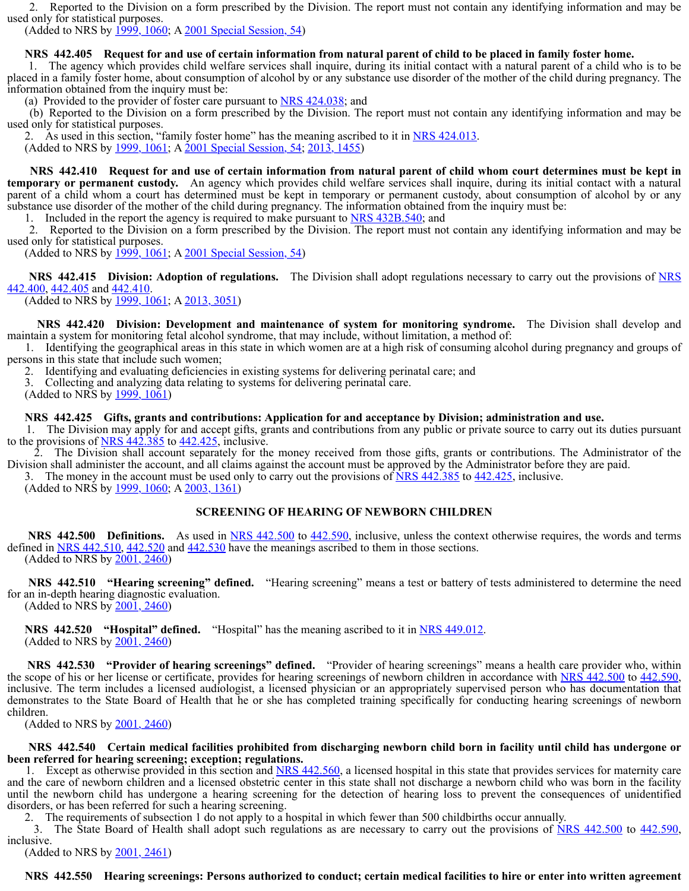2. Reported to the Division on a form prescribed by the Division. The report must not contain any identifying information and may be used only for statistical purposes.

(Added to NRS by 1999, 1060; A 2001 Special Session, 54)

**NRS 442.405 Request for and use of certain information from natural parent of child to be placed in family foster home.**

1. The agency which provides child welfare services shall inquire, during its initial contact with a natural parent of a child who is to be placed in a family foster home, about consumption of alcohol by or any substance use disorder of the mother of the child during pregnancy. The information obtained from the inquiry must be:

(a) Provided to the provider of foster care pursuant to NRS 424.038; and

(b) Reported to the Division on a form prescribed by the Division. The report must not contain any identifying information and may be used only for statistical purposes.

2. As used in this section, "family foster home" has the meaning ascribed to it in NRS 424.013.

(Added to NRS by 1999, 1061; A 2001 Special Session, 54; 2013, 1455)

**NRS 442.410 Request for and use of certain information from natural parent of child whom court determines must be kept in temporary or permanent custody.** An agency which provides child welfare services shall inquire, during its initial contact with a natural parent of a child whom a court has determined must be kept in temporary or permanent custody, about consumption of alcohol by or any substance use disorder of the mother of the child during pregnancy. The information obtained from the inquiry must be:

1. Included in the report the agency is required to make pursuant to NRS 432B.540; and

2. Reported to the Division on a form prescribed by the Division. The report must not contain any identifying information and may be used only for statistical purposes.

(Added to NRS by 1999, 1061; A 2001 Special Session, 54)

**NRS 442.415 Division: Adoption of regulations.** The Division shall adopt regulations necessary to carry out the provisions of NRS 442.400, 442.405 and 442.410.

(Added to NRS by 1999, 1061; A 2013, 3051)

**NRS 442.420 Division: Development and maintenance of system for monitoring syndrome.** The Division shall develop and maintain a system for monitoring fetal alcohol syndrome, that may include, without limitation, a method of:

1. Identifying the geographical areas in this state in which women are at a high risk of consuming alcohol during pregnancy and groups of persons in this state that include such women;

2. Identifying and evaluating deficiencies in existing systems for delivering perinatal care; and

3. Collecting and analyzing data relating to systems for delivering perinatal care.

(Added to NRS by 1999, 1061)

**NRS 442.425 Gifts, grants and contributions: Application for and acceptance by Division; administration and use.**

1. The Division may apply for and accept gifts, grants and contributions from any public or private source to carry out its duties pursuant to the provisions of NRS 442.385 to 442.425, inclusive.

2. The Division shall account separately for the money received from those gifts, grants or contributions. The Administrator of the Division shall administer the account, and all claims against the account must be approved by the Administrator before they are paid.

3. The money in the account must be used only to carry out the provisions of NRS 442.385 to 442.425, inclusive.

(Added to NRS by 1999, 1060; A 2003, 1361)

## SCREENING OF HEARING OF NEWBORN CHILDREN

**NRS 442.500 Definitions.** As used in NRS 442.500 to 442.590, inclusive, unless the context otherwise requires, the words and terms defined in NRS 442.510, 442.520 and 442.530 have the meanings ascribed to them in those sections.

(Added to NRS by 2001, 2460)

**NRS 442.510 "Hearing screening" defined.** "Hearing screening" means a test or battery of tests administered to determine the need for an in-depth hearing diagnostic evaluation.

(Added to NRS by 2001, 2460)

**NRS 442.520 "Hospital" defined.** "Hospital" has the meaning ascribed to it in NRS 449.012.

(Added to NRS by 2001, 2460)

**NRS 442.530 "Provider of hearing screenings" defined.** "Provider of hearing screenings" means a health care provider who, within the scope of his or her license or certificate, provides for hearing screenings of newborn children in accordance with NRS 442.500 to 442.590, inclusive. The term includes a licensed audiologist, a licensed physician or an appropriately supervised person who has documentation that demonstrates to the State Board of Health that he or she has completed training specifically for conducting hearing screenings of newborn children.

(Added to NRS by 2001, 2460)

**NRS 442.540 Certain medical facilities prohibited from discharging newborn child born in facility until child has undergone or been referred for hearing screening; exception; regulations.**

1. Except as otherwise provided in this section and NRS 442.560, a licensed hospital in this state that provides services for maternity care and the care of newborn children and a licensed obstetric center in this state shall not discharge a newborn child who was born in the facility until the newborn child has undergone a hearing screening for the detection of hearing loss to prevent the consequences of unidentified disorders, or has been referred for such a hearing screening.

2. The requirements of subsection 1 do not apply to a hospital in which fewer than 500 childbirths occur annually.

3. The State Board of Health shall adopt such regulations as are necessary to carry out the provisions of NRS 442.500 to 442.590, inclusive.

(Added to NRS by 2001, 2461)

**NRS 442.550 Hearing screenings: Persons authorized to conduct; certain medical facilities to hire or enter into written agreement**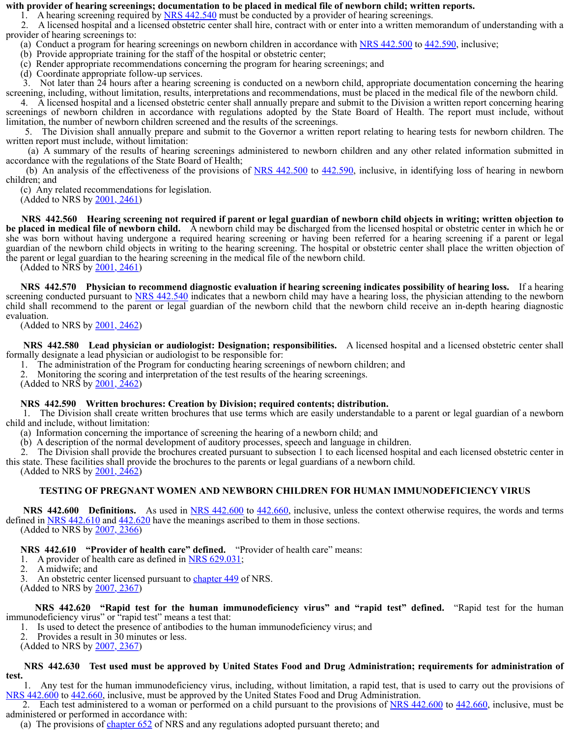**with provider of hearing screenings; documentation to be placed in medical file of newborn child; written reports.**

1. A hearing screening required by NRS 442.540 must be conducted by a provider of hearing screenings.

2. A licensed hospital and a licensed obstetric center shall hire, contract with or enter into a written memorandum of understanding with a provider of hearing screenings to:

(a) Conduct a program for hearing screenings on newborn children in accordance with NRS 442.500 to 442.590, inclusive;

(b) Provide appropriate training for the staff of the hospital or obstetric center;

(c) Render appropriate recommendations concerning the program for hearing screenings; and

(d) Coordinate appropriate follow-up services.

3. Not later than 24 hours after a hearing screening is conducted on a newborn child, appropriate documentation concerning the hearing screening, including, without limitation, results, interpretations and recommendations, must be placed in the medical file of the newborn child.

4. A licensed hospital and a licensed obstetric center shall annually prepare and submit to the Division a written report concerning hearing screenings of newborn children in accordance with regulations adopted by the State Board of Health. The report must include, without limitation, the number of newborn children screened and the results of the screenings.

5. The Division shall annually prepare and submit to the Governor a written report relating to hearing tests for newborn children. The written report must include, without limitation:

(a) A summary of the results of hearing screenings administered to newborn children and any other related information submitted in accordance with the regulations of the State Board of Health;

(b) An analysis of the effectiveness of the provisions of NRS 442.500 to 442.590, inclusive, in identifying loss of hearing in newborn children; and

(c) Any related recommendations for legislation.

(Added to NRS by 2001, 2461)

**NRS 442.560 Hearing screening not required if parent or legal guardian of newborn child objects in writing; written objection to be placed in medical file of newborn child.** A newborn child may be discharged from the licensed hospital or obstetric center in which he or she was born without having undergone a required hearing screening or having been referred for a hearing screening if a parent or legal guardian of the newborn child objects in writing to the hearing screening. The hospital or obstetric center shall place the written objection of the parent or legal guardian to the hearing screening in the medical file of the newborn child.

(Added to NRS by 2001, 2461)

**NRS 442.570 Physician to recommend diagnostic evaluation if hearing screening indicates possibility of hearing loss.** If a hearing screening conducted pursuant to NRS 442.540 indicates that a newborn child may have a hearing loss, the physician attending to the newborn child shall recommend to the parent or legal guardian of the newborn child that the newborn child receive an in-depth hearing diagnostic evaluation.

(Added to NRS by 2001, 2462)

**NRS 442.580 Lead physician or audiologist: Designation; responsibilities.** A licensed hospital and a licensed obstetric center shall formally designate a lead physician or audiologist to be responsible for:

1. The administration of the Program for conducting hearing screenings of newborn children; and

2. Monitoring the scoring and interpretation of the test results of the hearing screenings.

(Added to NRS by 2001, 2462)

**NRS 442.590 Written brochures: Creation by Division; required contents; distribution.**

1. The Division shall create written brochures that use terms which are easily understandable to a parent or legal guardian of a newborn child and include, without limitation:

(a) Information concerning the importance of screening the hearing of a newborn child; and

(b) A description of the normal development of auditory processes, speech and language in children.

2. The Division shall provide the brochures created pursuant to subsection 1 to each licensed hospital and each licensed obstetric center in this state. These facilities shall provide the brochures to the parents or legal guardians of a newborn child.

(Added to NRS by 2001, 2462)

## TESTING OF PREGNANT WOMEN AND NEWBORN CHILDREN FOR HUMAN IMMUNODEFICIENCY VIRUS

**NRS 442.600 Definitions.** As used in NRS 442.600 to 442.660, inclusive, unless the context otherwise requires, the words and terms defined in NRS 442.610 and 442.620 have the meanings ascribed to them in those sections.

(Added to NRS by 2007, 2366)

**NRS 442.610 "Provider of health care" defined.** "Provider of health care" means:

1. A provider of health care as defined in NRS 629.031;

2. A midwife; and

3. An obstetric center licensed pursuant to chapter 449 of NRS.

(Added to NRS by 2007, 2367)

**NRS 442.620 "Rapid test for the human immunodeficiency virus" and "rapid test" defined.** "Rapid test for the human immunodeficiency virus" or "rapid test" means a test that:

1. Is used to detect the presence of antibodies to the human immunodeficiency virus; and

2. Provides a result in 30 minutes or less.

(Added to NRS by 2007, 2367)

**NRS 442.630 Test used must be approved by United States Food and Drug Administration; requirements for administration of test.**

1. Any test for the human immunodeficiency virus, including, without limitation, a rapid test, that is used to carry out the provisions of NRS 442.600 to 442.660, inclusive, must be approved by the United States Food and Drug Administration.

2. Each test administered to a woman or performed on a child pursuant to the provisions of NRS 442.600 to 442.660, inclusive, must be administered or performed in accordance with:

(a) The provisions of chapter 652 of NRS and any regulations adopted pursuant thereto; and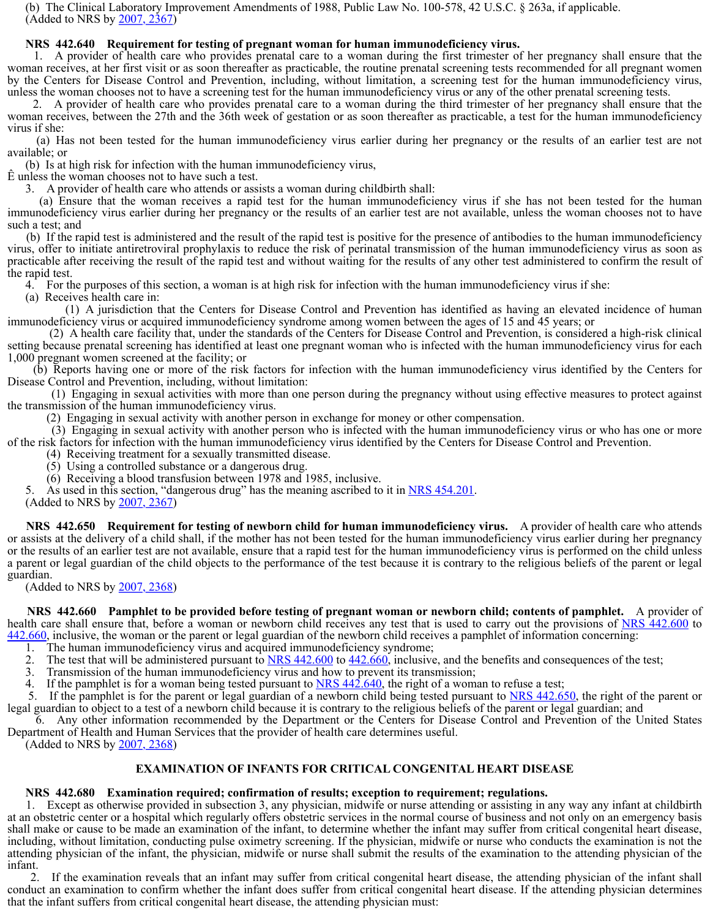(b) The Clinical Laboratory Improvement Amendments of 1988, Public Law No. 100-578, 42 U.S.C. § 263a, if applicable.

(Added to NRS by 2007, 2367)

**NRS 442.640 Requirement for testing of pregnant woman for human immunodeficiency virus.**

1. A provider of health care who provides prenatal care to a woman during the first trimester of her pregnancy shall ensure that the woman receives, at her first visit or as soon thereafter as practicable, the routine prenatal screening tests recommended for all pregnant women by the Centers for Disease Control and Prevention, including, without limitation, a screening test for the human immunodeficiency virus, unless the woman chooses not to have a screening test for the human immunodeficiency virus or any of the other prenatal screening tests.

2. A provider of health care who provides prenatal care to a woman during the third trimester of her pregnancy shall ensure that the woman receives, between the 27th and the 36th week of gestation or as soon thereafter as practicable, a test for the human immunodeficiency virus if she:

(a) Has not been tested for the human immunodeficiency virus earlier during her pregnancy or the results of an earlier test are not available; or

(b) Is at high risk for infection with the human immunodeficiency virus,

Ê unless the woman chooses not to have such a test.

3. A provider of health care who attends or assists a woman during childbirth shall:

(a) Ensure that the woman receives a rapid test for the human immunodeficiency virus if she has not been tested for the human immunodeficiency virus earlier during her pregnancy or the results of an earlier test are not available, unless the woman chooses not to have such a test; and

(b) If the rapid test is administered and the result of the rapid test is positive for the presence of antibodies to the human immunodeficiency virus, offer to initiate antiretroviral prophylaxis to reduce the risk of perinatal transmission of the human immunodeficiency virus as soon as practicable after receiving the result of the rapid test and without waiting for the results of any other test administered to confirm the result of the rapid test.

4. For the purposes of this section, a woman is at high risk for infection with the human immunodeficiency virus if she:

(a) Receives health care in:

(1) A jurisdiction that the Centers for Disease Control and Prevention has identified as having an elevated incidence of human immunodeficiency virus or acquired immunodeficiency syndrome among women between the ages of 15 and 45 years; or

(2) A health care facility that, under the standards of the Centers for Disease Control and Prevention, is considered a high-risk clinical setting because prenatal screening has identified at least one pregnant woman who is infected with the human immunodeficiency virus for each 1,000 pregnant women screened at the facility; or

(b) Reports having one or more of the risk factors for infection with the human immunodeficiency virus identified by the Centers for Disease Control and Prevention, including, without limitation:

(1) Engaging in sexual activities with more than one person during the pregnancy without using effective measures to protect against the transmission of the human immunodeficiency virus.

(2) Engaging in sexual activity with another person in exchange for money or other compensation.

(3) Engaging in sexual activity with another person who is infected with the human immunodeficiency virus or who has one or more of the risk factors for infection with the human immunodeficiency virus identified by the Centers for Disease Control and Prevention.

(4) Receiving treatment for a sexually transmitted disease.

(5) Using a controlled substance or a dangerous drug.

(6) Receiving a blood transfusion between 1978 and 1985, inclusive.

5. As used in this section, "dangerous drug" has the meaning ascribed to it in NRS 454.201.

(Added to NRS by 2007, 2367)

**NRS 442.650 Requirement for testing of newborn child for human immunodeficiency virus.** A provider of health care who attends or assists at the delivery of a child shall, if the mother has not been tested for the human immunodeficiency virus earlier during her pregnancy or the results of an earlier test are not available, ensure that a rapid test for the human immunodeficiency virus is performed on the child unless a parent or legal guardian of the child objects to the performance of the test because it is contrary to the religious beliefs of the parent or legal guardian.

(Added to NRS by 2007, 2368)

**NRS 442.660 Pamphlet to be provided before testing of pregnant woman or newborn child; contents of pamphlet.** A provider of health care shall ensure that, before a woman or newborn child receives any test that is used to carry out the provisions of NRS 442.600 to 442.660, inclusive, the woman or the parent or legal guardian of the newborn child receives a pamphlet of information concerning:

1. The human immunodeficiency virus and acquired immunodeficiency syndrome;
2. The test that will be administered pursuant to NRS 442.600 to 442.660, inclusive, and the benefits and consequences of the test;
3. Transmission of the human immunodeficiency virus and how to prevent its transmission;
4. If the pamphlet is for a woman being tested pursuant to NRS 442.640, the right of a woman to refuse a test;
5. If the pamphlet is for the parent or legal guardian of a newborn child being tested pursuant to NRS 442.650, the right of the parent or legal guardian to object to a test of a newborn child because it is contrary to the religious beliefs of the parent or legal guardian; and
6. Any other information recommended by the Department or the Centers for Disease Control and Prevention of the United States Department of Health and Human Services that the provider of health care determines useful.

(Added to NRS by 2007, 2368)

## EXAMINATION OF INFANTS FOR CRITICAL CONGENITAL HEART DISEASE

**NRS 442.680 Examination required; confirmation of results; exception to requirement; regulations.**

1. Except as otherwise provided in subsection 3, any physician, midwife or nurse attending or assisting in any way any infant at childbirth at an obstetric center or a hospital which regularly offers obstetric services in the normal course of business and not only on an emergency basis shall make or cause to be made an examination of the infant, to determine whether the infant may suffer from critical congenital heart disease, including, without limitation, conducting pulse oximetry screening. If the physician, midwife or nurse who conducts the examination is not the attending physician of the infant, the physician, midwife or nurse shall submit the results of the examination to the attending physician of the infant.

2. If the examination reveals that an infant may suffer from critical congenital heart disease, the attending physician of the infant shall conduct an examination to confirm whether the infant does suffer from critical congenital heart disease. If the attending physician determines that the infant suffers from critical congenital heart disease, the attending physician must: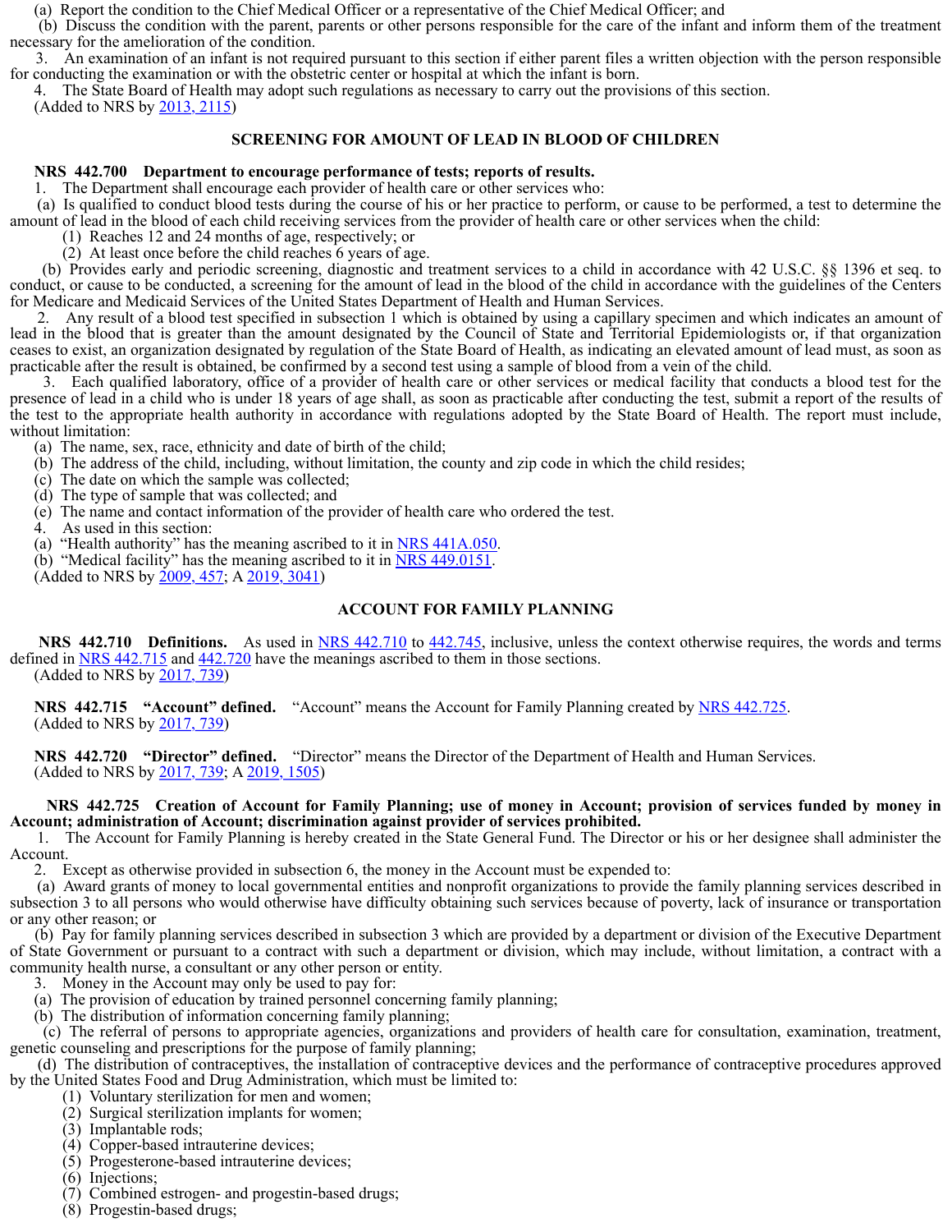(a) Report the condition to the Chief Medical Officer or a representative of the Chief Medical Officer; and

(b) Discuss the condition with the parent, parents or other persons responsible for the care of the infant and inform them of the treatment necessary for the amelioration of the condition.

3. An examination of an infant is not required pursuant to this section if either parent files a written objection with the person responsible for conducting the examination or with the obstetric center or hospital at which the infant is born.

4. The State Board of Health may adopt such regulations as necessary to carry out the provisions of this section.

(Added to NRS by 2013, 2115)

## SCREENING FOR AMOUNT OF LEAD IN BLOOD OF CHILDREN

**NRS 442.700 Department to encourage performance of tests; reports of results.**

1. The Department shall encourage each provider of health care or other services who:

(a) Is qualified to conduct blood tests during the course of his or her practice to perform, or cause to be performed, a test to determine the amount of lead in the blood of each child receiving services from the provider of health care or other services when the child:

(1) Reaches 12 and 24 months of age, respectively; or

(2) At least once before the child reaches 6 years of age.

(b) Provides early and periodic screening, diagnostic and treatment services to a child in accordance with 42 U.S.C. §§ 1396 et seq. to conduct, or cause to be conducted, a screening for the amount of lead in the blood of the child in accordance with the guidelines of the Centers for Medicare and Medicaid Services of the United States Department of Health and Human Services.

2. Any result of a blood test specified in subsection 1 which is obtained by using a capillary specimen and which indicates an amount of lead in the blood that is greater than the amount designated by the Council of State and Territorial Epidemiologists or, if that organization ceases to exist, an organization designated by regulation of the State Board of Health, as indicating an elevated amount of lead must, as soon as practicable after the result is obtained, be confirmed by a second test using a sample of blood from a vein of the child.

3. Each qualified laboratory, office of a provider of health care or other services or medical facility that conducts a blood test for the presence of lead in a child who is under 18 years of age shall, as soon as practicable after conducting the test, submit a report of the results of the test to the appropriate health authority in accordance with regulations adopted by the State Board of Health. The report must include, without limitation:

(a) The name, sex, race, ethnicity and date of birth of the child;

(b) The address of the child, including, without limitation, the county and zip code in which the child resides;

(c) The date on which the sample was collected;

(d) The type of sample that was collected; and

(e) The name and contact information of the provider of health care who ordered the test.

4. As used in this section:

(a) "Health authority" has the meaning ascribed to it in NRS 441A.050.

(b) "Medical facility" has the meaning ascribed to it in NRS 449.0151.

(Added to NRS by 2009, 457; A 2019, 3041)

## ACCOUNT FOR FAMILY PLANNING

**NRS 442.710 Definitions.** As used in NRS 442.710 to 442.745, inclusive, unless the context otherwise requires, the words and terms defined in NRS 442.715 and 442.720 have the meanings ascribed to them in those sections.

(Added to NRS by 2017, 739)

**NRS 442.715 "Account" defined.** "Account" means the Account for Family Planning created by NRS 442.725.

(Added to NRS by 2017, 739)

**NRS 442.720 "Director" defined.** "Director" means the Director of the Department of Health and Human Services.

(Added to NRS by 2017, 739; A 2019, 1505)

**NRS 442.725 Creation of Account for Family Planning; use of money in Account; provision of services funded by money in Account; administration of Account; discrimination against provider of services prohibited.**

1. The Account for Family Planning is hereby created in the State General Fund. The Director or his or her designee shall administer the Account.

2. Except as otherwise provided in subsection 6, the money in the Account must be expended to:

(a) Award grants of money to local governmental entities and nonprofit organizations to provide the family planning services described in subsection 3 to all persons who would otherwise have difficulty obtaining such services because of poverty, lack of insurance or transportation or any other reason; or

(b) Pay for family planning services described in subsection 3 which are provided by a department or division of the Executive Department of State Government or pursuant to a contract with such a department or division, which may include, without limitation, a contract with a community health nurse, a consultant or any other person or entity.

3. Money in the Account may only be used to pay for:

(a) The provision of education by trained personnel concerning family planning;

(b) The distribution of information concerning family planning;

(c) The referral of persons to appropriate agencies, organizations and providers of health care for consultation, examination, treatment, genetic counseling and prescriptions for the purpose of family planning;

(d) The distribution of contraceptives, the installation of contraceptive devices and the performance of contraceptive procedures approved by the United States Food and Drug Administration, which must be limited to:

(1) Voluntary sterilization for men and women;

(2) Surgical sterilization implants for women;

(3) Implantable rods;

(4) Copper-based intrauterine devices;

(5) Progesterone-based intrauterine devices;

(6) Injections;

(7) Combined estrogen- and progestin-based drugs;

(8) Progestin-based drugs;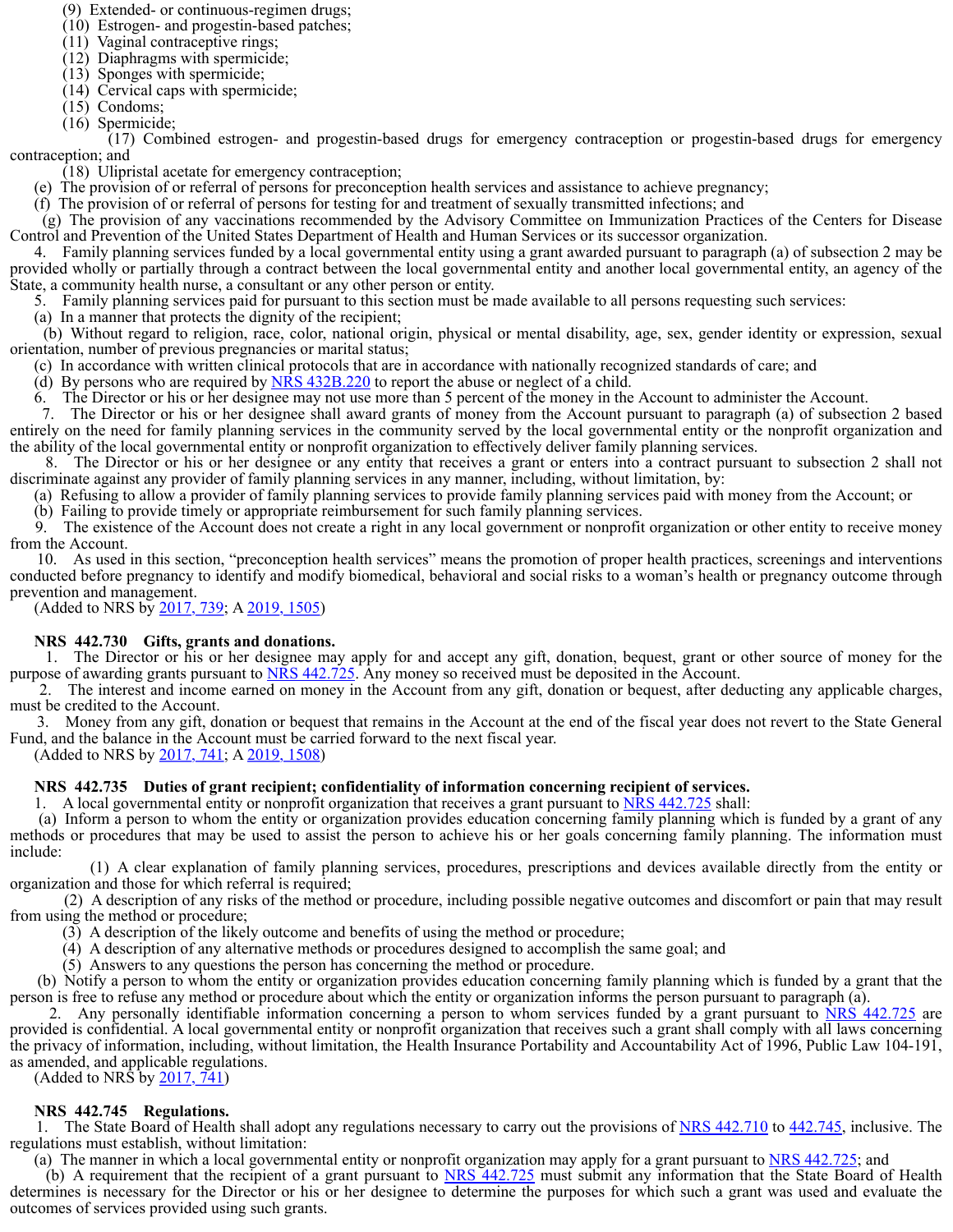(9) Extended- or continuous-regimen drugs;
(10) Estrogen- and progestin-based patches;
(11) Vaginal contraceptive rings;
(12) Diaphragms with spermicide;
(13) Sponges with spermicide;
(14) Cervical caps with spermicide;
(15) Condoms;
(16) Spermicide;
(17) Combined estrogen- and progestin-based drugs for emergency contraception or progestin-based drugs for emergency contraception; and
(18) Ulipristal acetate for emergency contraception;

(e) The provision of or referral of persons for preconception health services and assistance to achieve pregnancy;

(f) The provision of or referral of persons for testing for and treatment of sexually transmitted infections; and

(g) The provision of any vaccinations recommended by the Advisory Committee on Immunization Practices of the Centers for Disease Control and Prevention of the United States Department of Health and Human Services or its successor organization.

4. Family planning services funded by a local governmental entity using a grant awarded pursuant to paragraph (a) of subsection 2 may be provided wholly or partially through a contract between the local governmental entity and another local governmental entity, an agency of the State, a community health nurse, a consultant or any other person or entity.

5. Family planning services paid for pursuant to this section must be made available to all persons requesting such services:

(a) In a manner that protects the dignity of the recipient;

(b) Without regard to religion, race, color, national origin, physical or mental disability, age, sex, gender identity or expression, sexual orientation, number of previous pregnancies or marital status;

(c) In accordance with written clinical protocols that are in accordance with nationally recognized standards of care; and

(d) By persons who are required by NRS 432B.220 to report the abuse or neglect of a child.

6. The Director or his or her designee may not use more than 5 percent of the money in the Account to administer the Account.

7. The Director or his or her designee shall award grants of money from the Account pursuant to paragraph (a) of subsection 2 based entirely on the need for family planning services in the community served by the local governmental entity or the nonprofit organization and the ability of the local governmental entity or nonprofit organization to effectively deliver family planning services.

8. The Director or his or her designee or any entity that receives a grant or enters into a contract pursuant to subsection 2 shall not discriminate against any provider of family planning services in any manner, including, without limitation, by:

(a) Refusing to allow a provider of family planning services to provide family planning services paid with money from the Account; or

(b) Failing to provide timely or appropriate reimbursement for such family planning services.

9. The existence of the Account does not create a right in any local government or nonprofit organization or other entity to receive money from the Account.

10. As used in this section, "preconception health services" means the promotion of proper health practices, screenings and interventions conducted before pregnancy to identify and modify biomedical, behavioral and social risks to a woman's health or pregnancy outcome through prevention and management.

(Added to NRS by 2017, 739; A 2019, 1505)

**NRS 442.730 Gifts, grants and donations.**

1. The Director or his or her designee may apply for and accept any gift, donation, bequest, grant or other source of money for the purpose of awarding grants pursuant to NRS 442.725. Any money so received must be deposited in the Account.

2. The interest and income earned on money in the Account from any gift, donation or bequest, after deducting any applicable charges, must be credited to the Account.

3. Money from any gift, donation or bequest that remains in the Account at the end of the fiscal year does not revert to the State General Fund, and the balance in the Account must be carried forward to the next fiscal year.

(Added to NRS by 2017, 741; A 2019, 1508)

**NRS 442.735 Duties of grant recipient; confidentiality of information concerning recipient of services.**

1. A local governmental entity or nonprofit organization that receives a grant pursuant to NRS 442.725 shall:

(a) Inform a person to whom the entity or organization provides education concerning family planning which is funded by a grant of any methods or procedures that may be used to assist the person to achieve his or her goals concerning family planning. The information must include:

(1) A clear explanation of family planning services, procedures, prescriptions and devices available directly from the entity or organization and those for which referral is required;

(2) A description of any risks of the method or procedure, including possible negative outcomes and discomfort or pain that may result from using the method or procedure;

(3) A description of the likely outcome and benefits of using the method or procedure;

(4) A description of any alternative methods or procedures designed to accomplish the same goal; and

(5) Answers to any questions the person has concerning the method or procedure.

(b) Notify a person to whom the entity or organization provides education concerning family planning which is funded by a grant that the person is free to refuse any method or procedure about which the entity or organization informs the person pursuant to paragraph (a).

2. Any personally identifiable information concerning a person to whom services funded by a grant pursuant to NRS 442.725 are provided is confidential. A local governmental entity or nonprofit organization that receives such a grant shall comply with all laws concerning the privacy of information, including, without limitation, the Health Insurance Portability and Accountability Act of 1996, Public Law 104-191, as amended, and applicable regulations.

(Added to NRS by 2017, 741)

**NRS 442.745 Regulations.**

1. The State Board of Health shall adopt any regulations necessary to carry out the provisions of NRS 442.710 to 442.745, inclusive. The regulations must establish, without limitation:

(a) The manner in which a local governmental entity or nonprofit organization may apply for a grant pursuant to NRS 442.725; and

(b) A requirement that the recipient of a grant pursuant to NRS 442.725 must submit any information that the State Board of Health determines is necessary for the Director or his or her designee to determine the purposes for which such a grant was used and evaluate the outcomes of services provided using such grants.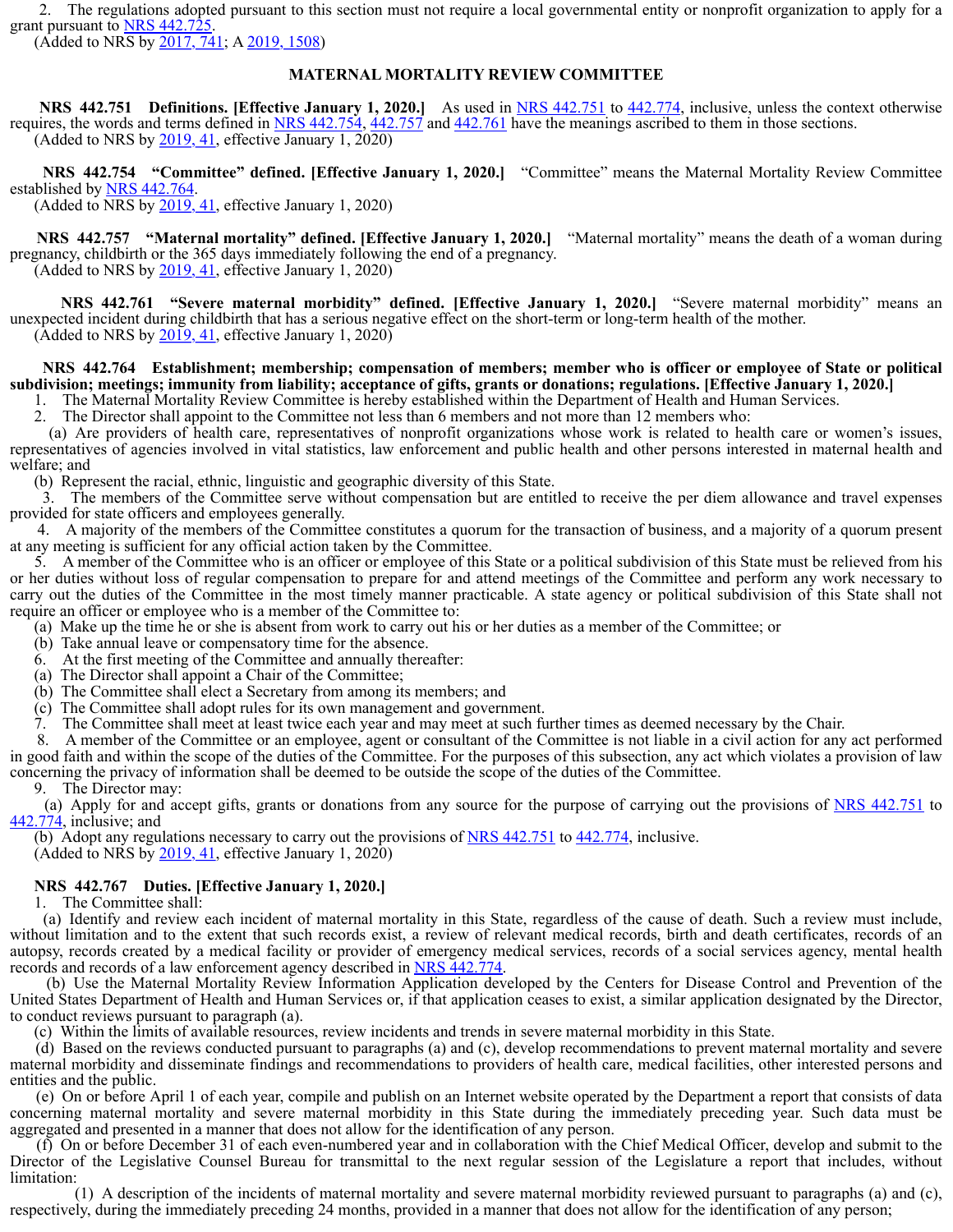2. The regulations adopted pursuant to this section must not require a local governmental entity or nonprofit organization to apply for a grant pursuant to NRS 442.725.

(Added to NRS by 2017, 741; A 2019, 1508)

## MATERNAL MORTALITY REVIEW COMMITTEE

**NRS 442.751 Definitions. [Effective January 1, 2020.]** As used in NRS 442.751 to 442.774, inclusive, unless the context otherwise requires, the words and terms defined in NRS 442.754, 442.757 and 442.761 have the meanings ascribed to them in those sections.

(Added to NRS by 2019, 41, effective January 1, 2020)

**NRS 442.754 "Committee" defined. [Effective January 1, 2020.]** "Committee" means the Maternal Mortality Review Committee established by NRS 442.764.

(Added to NRS by 2019, 41, effective January 1, 2020)

**NRS 442.757 "Maternal mortality" defined. [Effective January 1, 2020.]** "Maternal mortality" means the death of a woman during pregnancy, childbirth or the 365 days immediately following the end of a pregnancy.

(Added to NRS by 2019, 41, effective January 1, 2020)

**NRS 442.761 "Severe maternal morbidity" defined. [Effective January 1, 2020.]** "Severe maternal morbidity" means an unexpected incident during childbirth that has a serious negative effect on the short-term or long-term health of the mother.

(Added to NRS by 2019, 41, effective January 1, 2020)

**NRS 442.764 Establishment; membership; compensation of members; member who is officer or employee of State or political subdivision; meetings; immunity from liability; acceptance of gifts, grants or donations; regulations. [Effective January 1, 2020.]**

1. The Maternal Mortality Review Committee is hereby established within the Department of Health and Human Services.

2. The Director shall appoint to the Committee not less than 6 members and not more than 12 members who:

(a) Are providers of health care, representatives of nonprofit organizations whose work is related to health care or women's issues, representatives of agencies involved in vital statistics, law enforcement and public health and other persons interested in maternal health and welfare; and

(b) Represent the racial, ethnic, linguistic and geographic diversity of this State.

3. The members of the Committee serve without compensation but are entitled to receive the per diem allowance and travel expenses provided for state officers and employees generally.

4. A majority of the members of the Committee constitutes a quorum for the transaction of business, and a majority of a quorum present at any meeting is sufficient for any official action taken by the Committee.

5. A member of the Committee who is an officer or employee of this State or a political subdivision of this State must be relieved from his or her duties without loss of regular compensation to prepare for and attend meetings of the Committee and perform any work necessary to carry out the duties of the Committee in the most timely manner practicable. A state agency or political subdivision of this State shall not require an officer or employee who is a member of the Committee to:

(a) Make up the time he or she is absent from work to carry out his or her duties as a member of the Committee; or

(b) Take annual leave or compensatory time for the absence.

6. At the first meeting of the Committee and annually thereafter:

(a) The Director shall appoint a Chair of the Committee;

(b) The Committee shall elect a Secretary from among its members; and

(c) The Committee shall adopt rules for its own management and government.

7. The Committee shall meet at least twice each year and may meet at such further times as deemed necessary by the Chair.

8. A member of the Committee or an employee, agent or consultant of the Committee is not liable in a civil action for any act performed in good faith and within the scope of the duties of the Committee. For the purposes of this subsection, any act which violates a provision of law concerning the privacy of information shall be deemed to be outside the scope of the duties of the Committee.

9. The Director may:

(a) Apply for and accept gifts, grants or donations from any source for the purpose of carrying out the provisions of NRS 442.751 to 442.774, inclusive; and

(b) Adopt any regulations necessary to carry out the provisions of NRS 442.751 to 442.774, inclusive.

(Added to NRS by 2019, 41, effective January 1, 2020)

**NRS 442.767 Duties. [Effective January 1, 2020.]**

1. The Committee shall:

(a) Identify and review each incident of maternal mortality in this State, regardless of the cause of death. Such a review must include, without limitation and to the extent that such records exist, a review of relevant medical records, birth and death certificates, records of an autopsy, records created by a medical facility or provider of emergency medical services, records of a social services agency, mental health records and records of a law enforcement agency described in NRS 442.774.

(b) Use the Maternal Mortality Review Information Application developed by the Centers for Disease Control and Prevention of the United States Department of Health and Human Services or, if that application ceases to exist, a similar application designated by the Director, to conduct reviews pursuant to paragraph (a).

(c) Within the limits of available resources, review incidents and trends in severe maternal morbidity in this State.

(d) Based on the reviews conducted pursuant to paragraphs (a) and (c), develop recommendations to prevent maternal mortality and severe maternal morbidity and disseminate findings and recommendations to providers of health care, medical facilities, other interested persons and entities and the public.

(e) On or before April 1 of each year, compile and publish on an Internet website operated by the Department a report that consists of data concerning maternal mortality and severe maternal morbidity in this State during the immediately preceding year. Such data must be aggregated and presented in a manner that does not allow for the identification of any person.

(f) On or before December 31 of each even-numbered year and in collaboration with the Chief Medical Officer, develop and submit to the Director of the Legislative Counsel Bureau for transmittal to the next regular session of the Legislature a report that includes, without limitation:

(1) A description of the incidents of maternal mortality and severe maternal morbidity reviewed pursuant to paragraphs (a) and (c), respectively, during the immediately preceding 24 months, provided in a manner that does not allow for the identification of any person;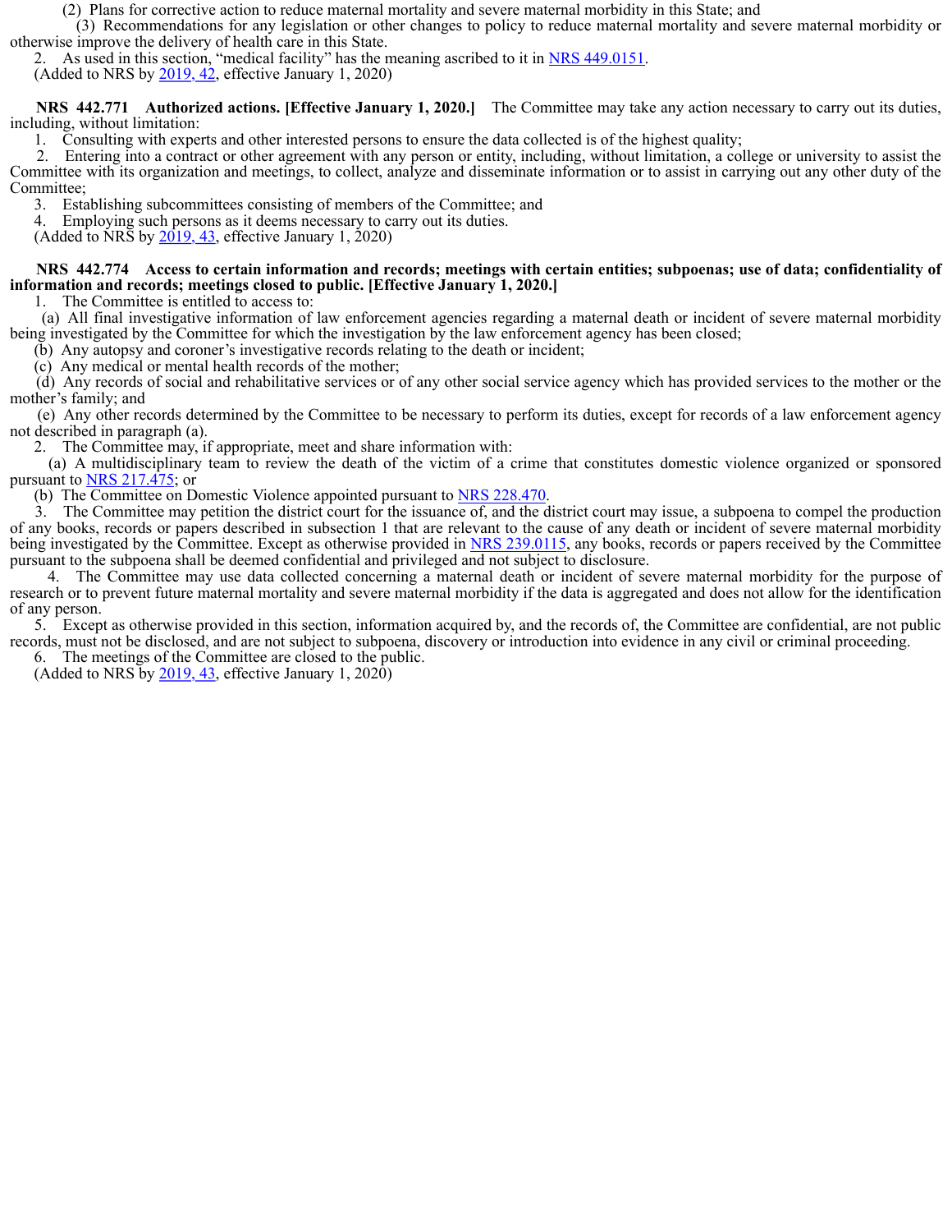(2) Plans for corrective action to reduce maternal mortality and severe maternal morbidity in this State; and

(3) Recommendations for any legislation or other changes to policy to reduce maternal mortality and severe maternal morbidity or otherwise improve the delivery of health care in this State.

2. As used in this section, "medical facility" has the meaning ascribed to it in NRS 449.0151.

(Added to NRS by 2019, 42, effective January 1, 2020)

**NRS 442.771 Authorized actions. [Effective January 1, 2020.]** The Committee may take any action necessary to carry out its duties, including, without limitation:

1. Consulting with experts and other interested persons to ensure the data collected is of the highest quality;
2. Entering into a contract or other agreement with any person or entity, including, without limitation, a college or university to assist the Committee with its organization and meetings, to collect, analyze and disseminate information or to assist in carrying out any other duty of the Committee;
3. Establishing subcommittees consisting of members of the Committee; and
4. Employing such persons as it deems necessary to carry out its duties.

(Added to NRS by 2019, 43, effective January 1, 2020)

**NRS 442.774 Access to certain information and records; meetings with certain entities; subpoenas; use of data; confidentiality of information and records; meetings closed to public. [Effective January 1, 2020.]**

1. The Committee is entitled to access to:

(a) All final investigative information of law enforcement agencies regarding a maternal death or incident of severe maternal morbidity being investigated by the Committee for which the investigation by the law enforcement agency has been closed;

(b) Any autopsy and coroner's investigative records relating to the death or incident;

(c) Any medical or mental health records of the mother;

(d) Any records of social and rehabilitative services or of any other social service agency which has provided services to the mother or the mother's family; and

(e) Any other records determined by the Committee to be necessary to perform its duties, except for records of a law enforcement agency not described in paragraph (a).

2. The Committee may, if appropriate, meet and share information with:

(a) A multidisciplinary team to review the death of the victim of a crime that constitutes domestic violence organized or sponsored pursuant to NRS 217.475; or

(b) The Committee on Domestic Violence appointed pursuant to NRS 228.470.

3. The Committee may petition the district court for the issuance of, and the district court may issue, a subpoena to compel the production of any books, records or papers described in subsection 1 that are relevant to the cause of any death or incident of severe maternal morbidity being investigated by the Committee. Except as otherwise provided in NRS 239.0115, any books, records or papers received by the Committee pursuant to the subpoena shall be deemed confidential and privileged and not subject to disclosure.

4. The Committee may use data collected concerning a maternal death or incident of severe maternal morbidity for the purpose of research or to prevent future maternal mortality and severe maternal morbidity if the data is aggregated and does not allow for the identification of any person.

5. Except as otherwise provided in this section, information acquired by, and the records of, the Committee are confidential, are not public records, must not be disclosed, and are not subject to subpoena, discovery or introduction into evidence in any civil or criminal proceeding.

6. The meetings of the Committee are closed to the public.

(Added to NRS by 2019, 43, effective January 1, 2020)